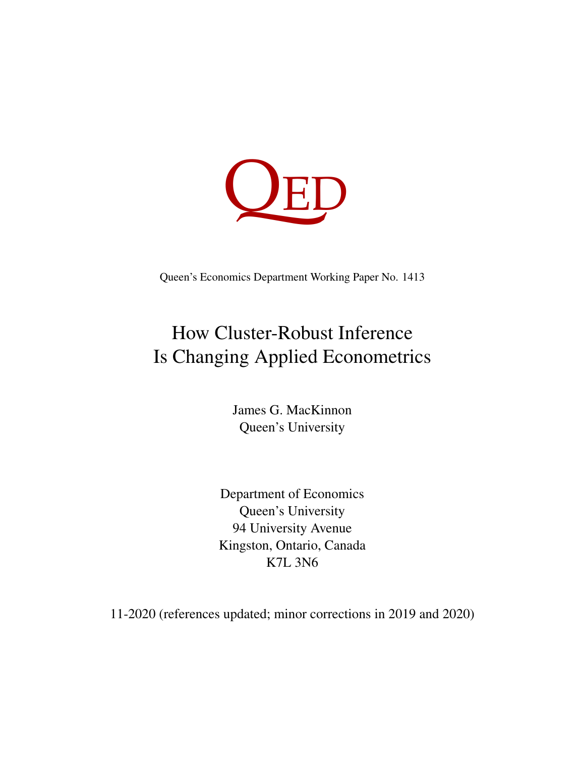QED

Queen's Economics Department Working Paper No. 1413

# How Cluster-Robust Inference Is Changing Applied Econometrics

James G. MacKinnon
Queen's University

Department of Economics
Queen's University
94 University Avenue
Kingston, Ontario, Canada
K7L 3N6

11-2020 (references updated; minor corrections in 2019 and 2020)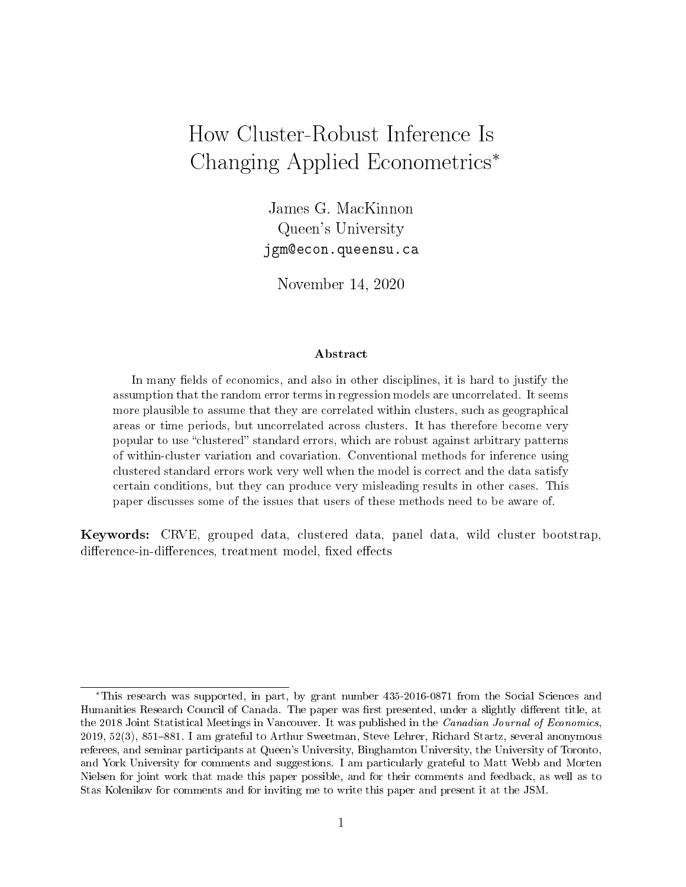# How Cluster-Robust Inference Is Changing Applied Econometrics*

James G. MacKinnon  
Queen's University  
jgm@econ.queensu.ca

November 14, 2020

### Abstract

In many fields of economics, and also in other disciplines, it is hard to justify the assumption that the random error terms in regression models are uncorrelated. It seems more plausible to assume that they are correlated within clusters, such as geographical areas or time periods, but uncorrelated across clusters. It has therefore become very popular to use "clustered" standard errors, which are robust against arbitrary patterns of within-cluster variation and covariation. Conventional methods for inference using clustered standard errors work very well when the model is correct and the data satisfy certain conditions, but they can produce very misleading results in other cases. This paper discusses some of the issues that users of these methods need to be aware of.

**Keywords:** CRVE, grouped data, clustered data, panel data, wild cluster bootstrap, difference-in-differences, treatment model, fixed effects

---

*This research was supported, in part, by grant number 435-2016-0871 from the Social Sciences and Humanities Research Council of Canada. The paper was first presented, under a slightly different title, at the 2018 Joint Statistical Meetings in Vancouver. It was published in the *Canadian Journal of Economics*, 2019, 52(3), 851–881. I am grateful to Arthur Sweetman, Steve Lehrer, Richard Startz, several anonymous referees, and seminar participants at Queen's University, Binghamton University, the University of Toronto, and York University for comments and suggestions. I am particularly grateful to Matt Webb and Morten Nielsen for joint work that made this paper possible, and for their comments and feedback, as well as to Stas Kolenikov for comments and for inviting me to write this paper and present it at the JSM.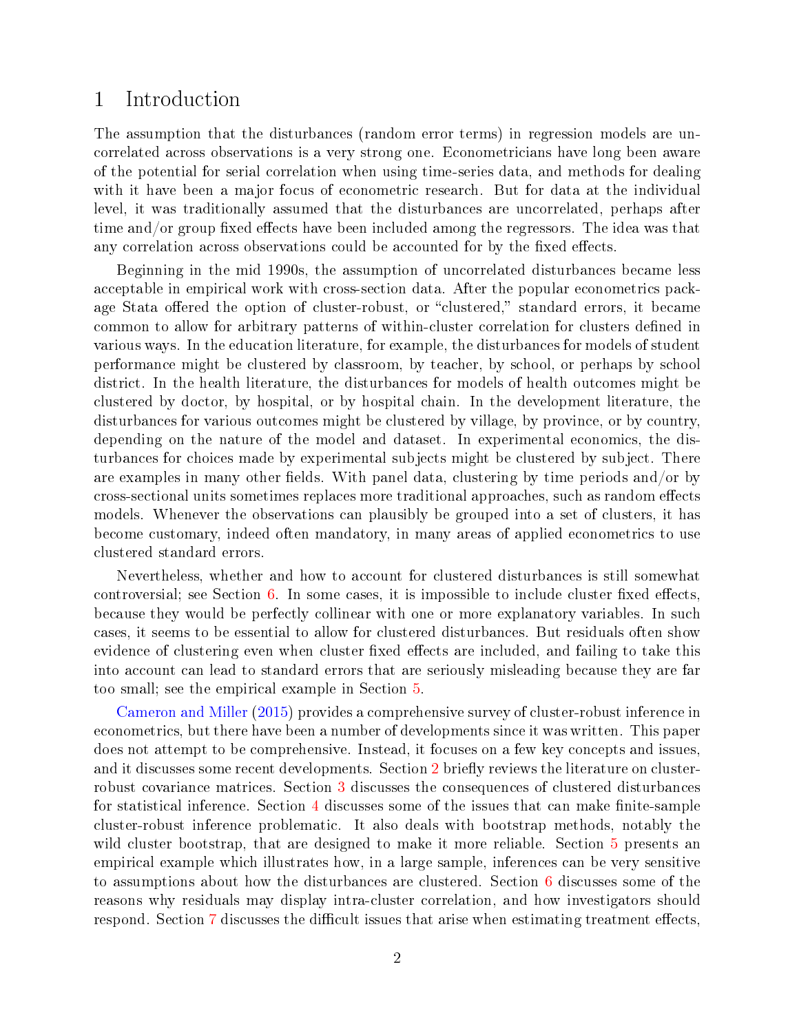# 1 Introduction

The assumption that the disturbances (random error terms) in regression models are uncorrelated across observations is a very strong one. Econometricians have long been aware of the potential for serial correlation when using time-series data, and methods for dealing with it have been a major focus of econometric research. But for data at the individual level, it was traditionally assumed that the disturbances are uncorrelated, perhaps after time and/or group fixed effects have been included among the regressors. The idea was that any correlation across observations could be accounted for by the fixed effects.

Beginning in the mid 1990s, the assumption of uncorrelated disturbances became less acceptable in empirical work with cross-section data. After the popular econometrics package Stata offered the option of cluster-robust, or "clustered," standard errors, it became common to allow for arbitrary patterns of within-cluster correlation for clusters defined in various ways. In the education literature, for example, the disturbances for models of student performance might be clustered by classroom, by teacher, by school, or perhaps by school district. In the health literature, the disturbances for models of health outcomes might be clustered by doctor, by hospital, or by hospital chain. In the development literature, the disturbances for various outcomes might be clustered by village, by province, or by country, depending on the nature of the model and dataset. In experimental economics, the disturbances for choices made by experimental subjects might be clustered by subject. There are examples in many other fields. With panel data, clustering by time periods and/or by cross-sectional units sometimes replaces more traditional approaches, such as random effects models. Whenever the observations can plausibly be grouped into a set of clusters, it has become customary, indeed often mandatory, in many areas of applied econometrics to use clustered standard errors.

Nevertheless, whether and how to account for clustered disturbances is still somewhat controversial; see Section 6. In some cases, it is impossible to include cluster fixed effects, because they would be perfectly collinear with one or more explanatory variables. In such cases, it seems to be essential to allow for clustered disturbances. But residuals often show evidence of clustering even when cluster fixed effects are included, and failing to take this into account can lead to standard errors that are seriously misleading because they are far too small; see the empirical example in Section 5.

Cameron and Miller (2015) provides a comprehensive survey of cluster-robust inference in econometrics, but there have been a number of developments since it was written. This paper does not attempt to be comprehensive. Instead, it focuses on a few key concepts and issues, and it discusses some recent developments. Section 2 briefly reviews the literature on cluster-robust covariance matrices. Section 3 discusses the consequences of clustered disturbances for statistical inference. Section 4 discusses some of the issues that can make finite-sample cluster-robust inference problematic. It also deals with bootstrap methods, notably the wild cluster bootstrap, that are designed to make it more reliable. Section 5 presents an empirical example which illustrates how, in a large sample, inferences can be very sensitive to assumptions about how the disturbances are clustered. Section 6 discusses some of the reasons why residuals may display intra-cluster correlation, and how investigators should respond. Section 7 discusses the difficult issues that arise when estimating treatment effects,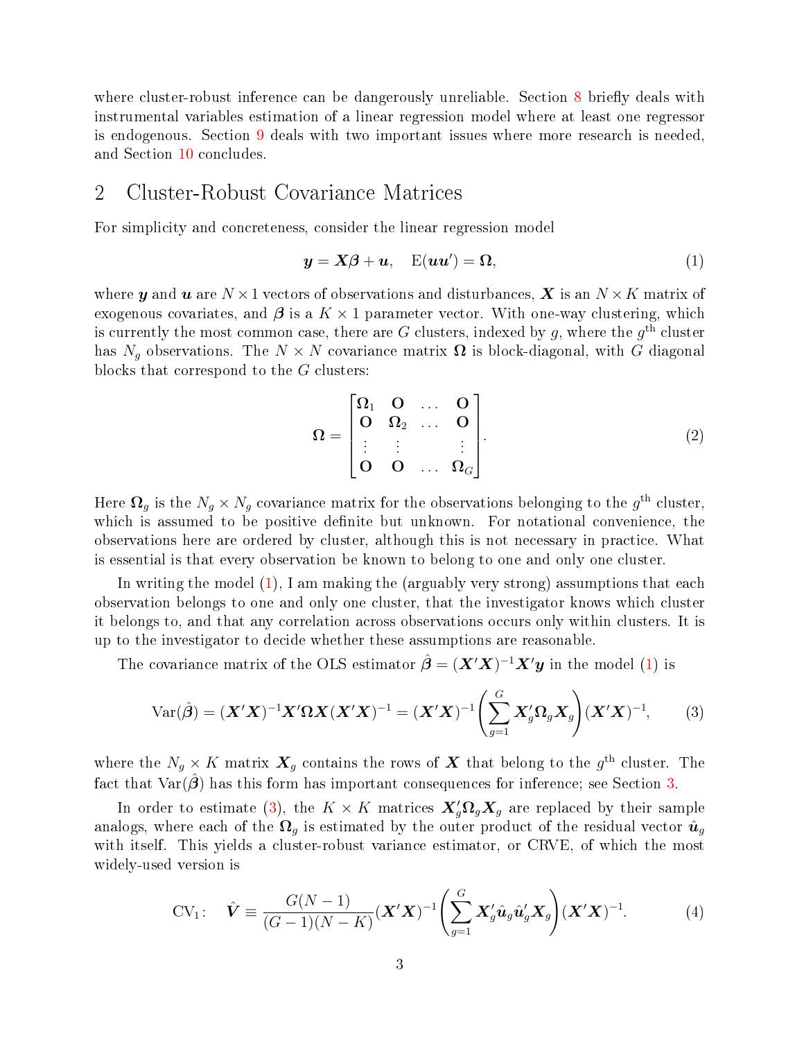where cluster-robust inference can be dangerously unreliable. Section 8 briefly deals with instrumental variables estimation of a linear regression model where at least one regressor is endogenous. Section 9 deals with two important issues where more research is needed, and Section 10 concludes.

## 2 Cluster-Robust Covariance Matrices

For simplicity and concreteness, consider the linear regression model

$$\boldsymbol{y} = \boldsymbol{X}\boldsymbol{\beta} + \boldsymbol{u}, \quad \mathrm{E}(\boldsymbol{u}\boldsymbol{u}') = \boldsymbol{\Omega}, \tag{1}$$

where $\boldsymbol{y}$ and $\boldsymbol{u}$ are $N \times 1$ vectors of observations and disturbances, $\boldsymbol{X}$ is an $N \times K$ matrix of exogenous covariates, and $\boldsymbol{\beta}$ is a $K \times 1$ parameter vector. With one-way clustering, which is currently the most common case, there are $G$ clusters, indexed by $g$, where the $g^{\text{th}}$ cluster has $N_g$ observations. The $N \times N$ covariance matrix $\boldsymbol{\Omega}$ is block-diagonal, with $G$ diagonal blocks that correspond to the $G$ clusters:

$$\boldsymbol{\Omega} = \begin{bmatrix} \boldsymbol{\Omega}_1 & \mathbf{O} & \dots & \mathbf{O} \\ \mathbf{O} & \boldsymbol{\Omega}_2 & \dots & \mathbf{O} \\ \vdots & \vdots & & \vdots \\ \mathbf{O} & \mathbf{O} & \dots & \boldsymbol{\Omega}_G \end{bmatrix}. \tag{2}$$

Here $\boldsymbol{\Omega}_g$ is the $N_g \times N_g$ covariance matrix for the observations belonging to the $g^{\text{th}}$ cluster, which is assumed to be positive definite but unknown. For notational convenience, the observations here are ordered by cluster, although this is not necessary in practice. What is essential is that every observation be known to belong to one and only one cluster.

In writing the model (1), I am making the (arguably very strong) assumptions that each observation belongs to one and only one cluster, that the investigator knows which cluster it belongs to, and that any correlation across observations occurs only within clusters. It is up to the investigator to decide whether these assumptions are reasonable.

The covariance matrix of the OLS estimator $\hat{\boldsymbol{\beta}} = (\boldsymbol{X}'\boldsymbol{X})^{-1}\boldsymbol{X}'\boldsymbol{y}$ in the model (1) is

$$\mathrm{Var}(\hat{\boldsymbol{\beta}}) = (\boldsymbol{X}'\boldsymbol{X})^{-1}\boldsymbol{X}'\boldsymbol{\Omega}\boldsymbol{X}(\boldsymbol{X}'\boldsymbol{X})^{-1} = (\boldsymbol{X}'\boldsymbol{X})^{-1}\left(\sum_{g=1}^{G} \boldsymbol{X}_g'\boldsymbol{\Omega}_g\boldsymbol{X}_g\right)(\boldsymbol{X}'\boldsymbol{X})^{-1}, \tag{3}$$

where the $N_g \times K$ matrix $\boldsymbol{X}_g$ contains the rows of $\boldsymbol{X}$ that belong to the $g^{\text{th}}$ cluster. The fact that $\mathrm{Var}(\hat{\boldsymbol{\beta}})$ has this form has important consequences for inference; see Section 3.

In order to estimate (3), the $K \times K$ matrices $\boldsymbol{X}_g'\boldsymbol{\Omega}_g\boldsymbol{X}_g$ are replaced by their sample analogs, where each of the $\boldsymbol{\Omega}_g$ is estimated by the outer product of the residual vector $\hat{\boldsymbol{u}}_g$ with itself. This yields a cluster-robust variance estimator, or CRVE, of which the most widely-used version is

$$\mathrm{CV}_1\!: \quad \hat{\boldsymbol{V}} \equiv \frac{G(N-1)}{(G-1)(N-K)}(\boldsymbol{X}'\boldsymbol{X})^{-1}\left(\sum_{g=1}^{G} \boldsymbol{X}_g'\hat{\boldsymbol{u}}_g\hat{\boldsymbol{u}}_g'\boldsymbol{X}_g\right)(\boldsymbol{X}'\boldsymbol{X})^{-1}. \tag{4}$$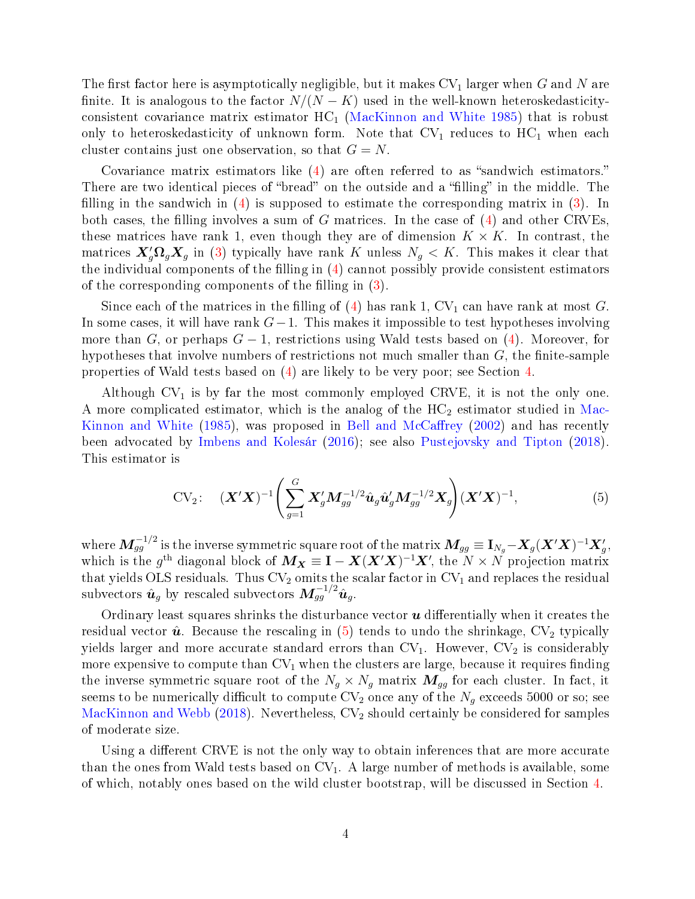The first factor here is asymptotically negligible, but it makes $\mathrm{CV}_1$ larger when $G$ and $N$ are finite. It is analogous to the factor $N/(N-K)$ used in the well-known heteroskedasticity-consistent covariance matrix estimator $\mathrm{HC}_1$ (MacKinnon and White 1985) that is robust only to heteroskedasticity of unknown form. Note that $\mathrm{CV}_1$ reduces to $\mathrm{HC}_1$ when each cluster contains just one observation, so that $G = N$.

Covariance matrix estimators like (4) are often referred to as "sandwich estimators." There are two identical pieces of "bread" on the outside and a "filling" in the middle. The filling in the sandwich in (4) is supposed to estimate the corresponding matrix in (3). In both cases, the filling involves a sum of $G$ matrices. In the case of (4) and other CRVEs, these matrices have rank 1, even though they are of dimension $K \times K$. In contrast, the matrices $\boldsymbol{X}_g'\boldsymbol{\Omega}_g\boldsymbol{X}_g$ in (3) typically have rank $K$ unless $N_g < K$. This makes it clear that the individual components of the filling in (4) cannot possibly provide consistent estimators of the corresponding components of the filling in (3).

Since each of the matrices in the filling of (4) has rank 1, $\mathrm{CV}_1$ can have rank at most $G$. In some cases, it will have rank $G-1$. This makes it impossible to test hypotheses involving more than $G$, or perhaps $G-1$, restrictions using Wald tests based on (4). Moreover, for hypotheses that involve numbers of restrictions not much smaller than $G$, the finite-sample properties of Wald tests based on (4) are likely to be very poor; see Section 4.

Although $\mathrm{CV}_1$ is by far the most commonly employed CRVE, it is not the only one. A more complicated estimator, which is the analog of the $\mathrm{HC}_2$ estimator studied in MacKinnon and White (1985), was proposed in Bell and McCaffrey (2002) and has recently been advocated by Imbens and Kolesár (2016); see also Pustejovsky and Tipton (2018). This estimator is

$$\mathrm{CV}_2\colon \quad (\boldsymbol{X}'\boldsymbol{X})^{-1}\left(\sum_{g=1}^{G}\boldsymbol{X}_g'\boldsymbol{M}_{gg}^{-1/2}\hat{\boldsymbol{u}}_g\hat{\boldsymbol{u}}_g'\boldsymbol{M}_{gg}^{-1/2}\boldsymbol{X}_g\right)(\boldsymbol{X}'\boldsymbol{X})^{-1}, \tag{5}$$

where $\boldsymbol{M}_{gg}^{-1/2}$ is the inverse symmetric square root of the matrix $\boldsymbol{M}_{gg} \equiv \mathbf{I}_{N_g} - \boldsymbol{X}_g(\boldsymbol{X}'\boldsymbol{X})^{-1}\boldsymbol{X}_g'$, which is the $g^{\text{th}}$ diagonal block of $\boldsymbol{M}_{\boldsymbol{X}} \equiv \mathbf{I} - \boldsymbol{X}(\boldsymbol{X}'\boldsymbol{X})^{-1}\boldsymbol{X}'$, the $N \times N$ projection matrix that yields OLS residuals. Thus $\mathrm{CV}_2$ omits the scalar factor in $\mathrm{CV}_1$ and replaces the residual subvectors $\hat{\boldsymbol{u}}_g$ by rescaled subvectors $\boldsymbol{M}_{gg}^{-1/2}\hat{\boldsymbol{u}}_g$.

Ordinary least squares shrinks the disturbance vector $\boldsymbol{u}$ differentially when it creates the residual vector $\hat{\boldsymbol{u}}$. Because the rescaling in (5) tends to undo the shrinkage, $\mathrm{CV}_2$ typically yields larger and more accurate standard errors than $\mathrm{CV}_1$. However, $\mathrm{CV}_2$ is considerably more expensive to compute than $\mathrm{CV}_1$ when the clusters are large, because it requires finding the inverse symmetric square root of the $N_g \times N_g$ matrix $\boldsymbol{M}_{gg}$ for each cluster. In fact, it seems to be numerically difficult to compute $\mathrm{CV}_2$ once any of the $N_g$ exceeds 5000 or so; see MacKinnon and Webb (2018). Nevertheless, $\mathrm{CV}_2$ should certainly be considered for samples of moderate size.

Using a different CRVE is not the only way to obtain inferences that are more accurate than the ones from Wald tests based on $\mathrm{CV}_1$. A large number of methods is available, some of which, notably ones based on the wild cluster bootstrap, will be discussed in Section 4.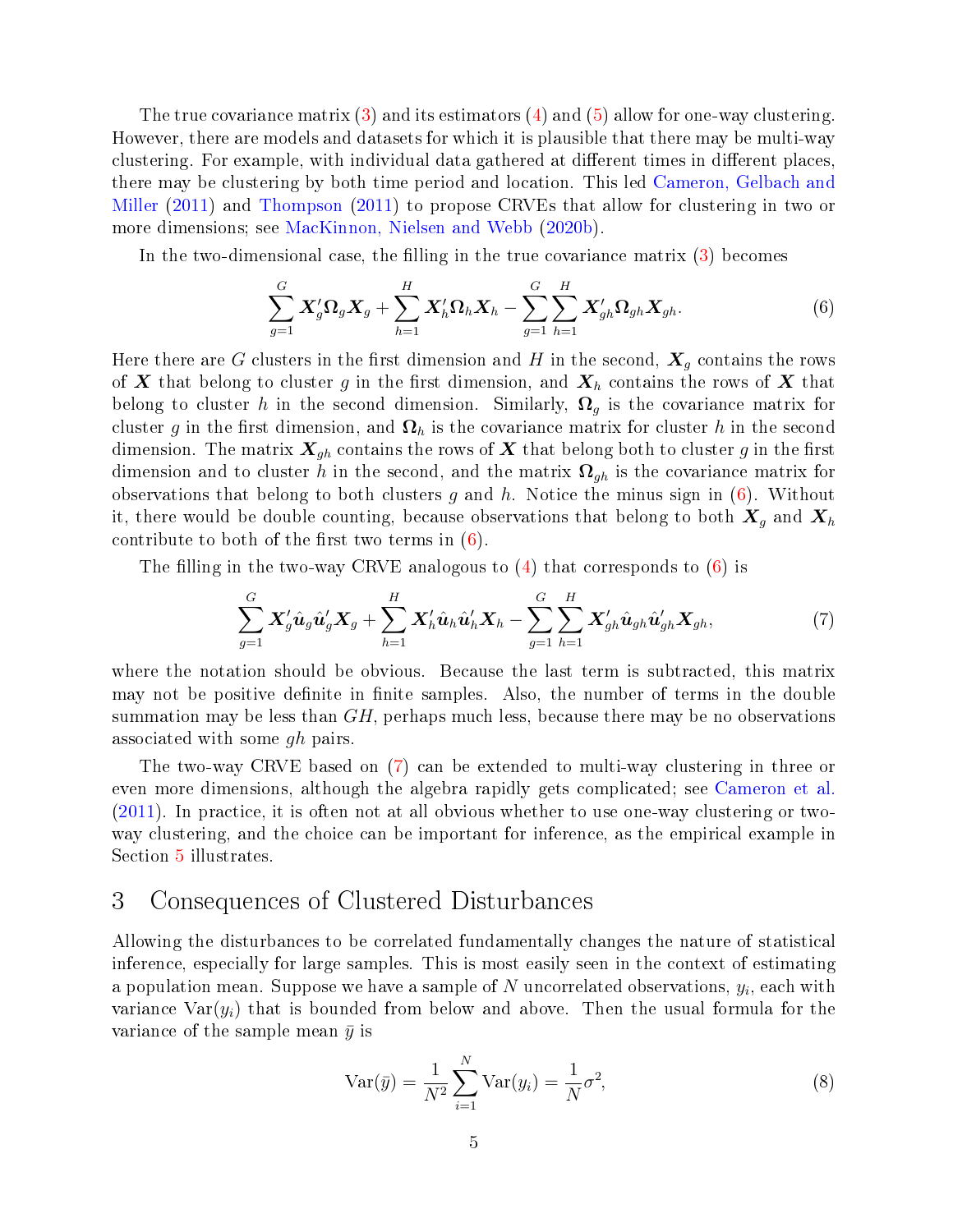The true covariance matrix (3) and its estimators (4) and (5) allow for one-way clustering. However, there are models and datasets for which it is plausible that there may be multi-way clustering. For example, with individual data gathered at different times in different places, there may be clustering by both time period and location. This led Cameron, Gelbach and Miller (2011) and Thompson (2011) to propose CRVEs that allow for clustering in two or more dimensions; see MacKinnon, Nielsen and Webb (2020b).

In the two-dimensional case, the filling in the true covariance matrix (3) becomes

$$\sum_{g=1}^{G} \boldsymbol{X}_g' \boldsymbol{\Omega}_g \boldsymbol{X}_g + \sum_{h=1}^{H} \boldsymbol{X}_h' \boldsymbol{\Omega}_h \boldsymbol{X}_h - \sum_{g=1}^{G} \sum_{h=1}^{H} \boldsymbol{X}_{gh}' \boldsymbol{\Omega}_{gh} \boldsymbol{X}_{gh}. \tag{6}$$

Here there are $G$ clusters in the first dimension and $H$ in the second, $\boldsymbol{X}_g$ contains the rows of $\boldsymbol{X}$ that belong to cluster $g$ in the first dimension, and $\boldsymbol{X}_h$ contains the rows of $\boldsymbol{X}$ that belong to cluster $h$ in the second dimension. Similarly, $\boldsymbol{\Omega}_g$ is the covariance matrix for cluster $g$ in the first dimension, and $\boldsymbol{\Omega}_h$ is the covariance matrix for cluster $h$ in the second dimension. The matrix $\boldsymbol{X}_{gh}$ contains the rows of $\boldsymbol{X}$ that belong both to cluster $g$ in the first dimension and to cluster $h$ in the second, and the matrix $\boldsymbol{\Omega}_{gh}$ is the covariance matrix for observations that belong to both clusters $g$ and $h$. Notice the minus sign in (6). Without it, there would be double counting, because observations that belong to both $\boldsymbol{X}_g$ and $\boldsymbol{X}_h$ contribute to both of the first two terms in (6).

The filling in the two-way CRVE analogous to (4) that corresponds to (6) is

$$\sum_{g=1}^{G} \boldsymbol{X}_g' \hat{\boldsymbol{u}}_g \hat{\boldsymbol{u}}_g' \boldsymbol{X}_g + \sum_{h=1}^{H} \boldsymbol{X}_h' \hat{\boldsymbol{u}}_h \hat{\boldsymbol{u}}_h' \boldsymbol{X}_h - \sum_{g=1}^{G} \sum_{h=1}^{H} \boldsymbol{X}_{gh}' \hat{\boldsymbol{u}}_{gh} \hat{\boldsymbol{u}}_{gh}' \boldsymbol{X}_{gh}, \tag{7}$$

where the notation should be obvious. Because the last term is subtracted, this matrix may not be positive definite in finite samples. Also, the number of terms in the double summation may be less than $GH$, perhaps much less, because there may be no observations associated with some $gh$ pairs.

The two-way CRVE based on (7) can be extended to multi-way clustering in three or even more dimensions, although the algebra rapidly gets complicated; see Cameron et al. (2011). In practice, it is often not at all obvious whether to use one-way clustering or two-way clustering, and the choice can be important for inference, as the empirical example in Section 5 illustrates.

# 3 Consequences of Clustered Disturbances

Allowing the disturbances to be correlated fundamentally changes the nature of statistical inference, especially for large samples. This is most easily seen in the context of estimating a population mean. Suppose we have a sample of $N$ uncorrelated observations, $y_i$, each with variance $\mathrm{Var}(y_i)$ that is bounded from below and above. Then the usual formula for the variance of the sample mean $\bar{y}$ is

$$\mathrm{Var}(\bar{y}) = \frac{1}{N^2} \sum_{i=1}^{N} \mathrm{Var}(y_i) = \frac{1}{N} \sigma^2, \tag{8}$$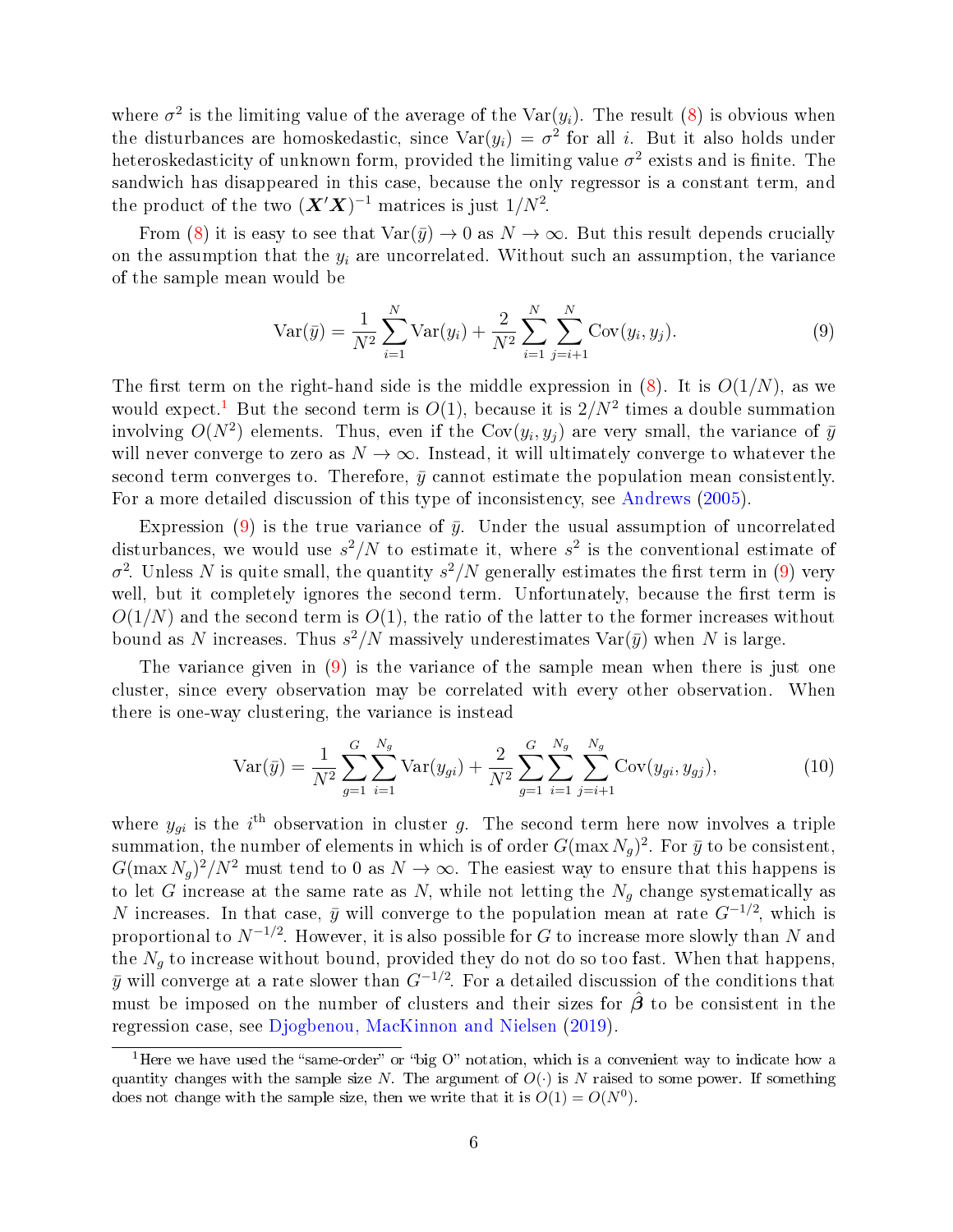where $\sigma^2$ is the limiting value of the average of the $\mathrm{Var}(y_i)$. The result (8) is obvious when the disturbances are homoskedastic, since $\mathrm{Var}(y_i) = \sigma^2$ for all $i$. But it also holds under heteroskedasticity of unknown form, provided the limiting value $\sigma^2$ exists and is finite. The sandwich has disappeared in this case, because the only regressor is a constant term, and the product of the two $(\boldsymbol{X}'\boldsymbol{X})^{-1}$ matrices is just $1/N^2$.

From (8) it is easy to see that $\mathrm{Var}(\bar{y}) \to 0$ as $N \to \infty$. But this result depends crucially on the assumption that the $y_i$ are uncorrelated. Without such an assumption, the variance of the sample mean would be

$$\mathrm{Var}(\bar{y}) = \frac{1}{N^2}\sum_{i=1}^{N}\mathrm{Var}(y_i) + \frac{2}{N^2}\sum_{i=1}^{N}\sum_{j=i+1}^{N}\mathrm{Cov}(y_i, y_j). \tag{9}$$

The first term on the right-hand side is the middle expression in (8). It is $O(1/N)$, as we would expect.[1] But the second term is $O(1)$, because it is $2/N^2$ times a double summation involving $O(N^2)$ elements. Thus, even if the $\mathrm{Cov}(y_i, y_j)$ are very small, the variance of $\bar{y}$ will never converge to zero as $N \to \infty$. Instead, it will ultimately converge to whatever the second term converges to. Therefore, $\bar{y}$ cannot estimate the population mean consistently. For a more detailed discussion of this type of inconsistency, see Andrews (2005).

Expression (9) is the true variance of $\bar{y}$. Under the usual assumption of uncorrelated disturbances, we would use $s^2/N$ to estimate it, where $s^2$ is the conventional estimate of $\sigma^2$. Unless $N$ is quite small, the quantity $s^2/N$ generally estimates the first term in (9) very well, but it completely ignores the second term. Unfortunately, because the first term is $O(1/N)$ and the second term is $O(1)$, the ratio of the latter to the former increases without bound as $N$ increases. Thus $s^2/N$ massively underestimates $\mathrm{Var}(\bar{y})$ when $N$ is large.

The variance given in (9) is the variance of the sample mean when there is just one cluster, since every observation may be correlated with every other observation. When there is one-way clustering, the variance is instead

$$\mathrm{Var}(\bar{y}) = \frac{1}{N^2}\sum_{g=1}^{G}\sum_{i=1}^{N_g}\mathrm{Var}(y_{gi}) + \frac{2}{N^2}\sum_{g=1}^{G}\sum_{i=1}^{N_g}\sum_{j=i+1}^{N_g}\mathrm{Cov}(y_{gi}, y_{gj}), \tag{10}$$

where $y_{gi}$ is the $i^{\text{th}}$ observation in cluster $g$. The second term here now involves a triple summation, the number of elements in which is of order $G(\max N_g)^2$. For $\bar{y}$ to be consistent, $G(\max N_g)^2/N^2$ must tend to 0 as $N \to \infty$. The easiest way to ensure that this happens is to let $G$ increase at the same rate as $N$, while not letting the $N_g$ change systematically as $N$ increases. In that case, $\bar{y}$ will converge to the population mean at rate $G^{-1/2}$, which is proportional to $N^{-1/2}$. However, it is also possible for $G$ to increase more slowly than $N$ and the $N_g$ to increase without bound, provided they do not do so too fast. When that happens, $\bar{y}$ will converge at a rate slower than $G^{-1/2}$. For a detailed discussion of the conditions that must be imposed on the number of clusters and their sizes for $\hat{\boldsymbol{\beta}}$ to be consistent in the regression case, see Djogbenou, MacKinnon and Nielsen (2019).

[1] Here we have used the "same-order" or "big O" notation, which is a convenient way to indicate how a quantity changes with the sample size $N$. The argument of $O(\cdot)$ is $N$ raised to some power. If something does not change with the sample size, then we write that it is $O(1) = O(N^0)$.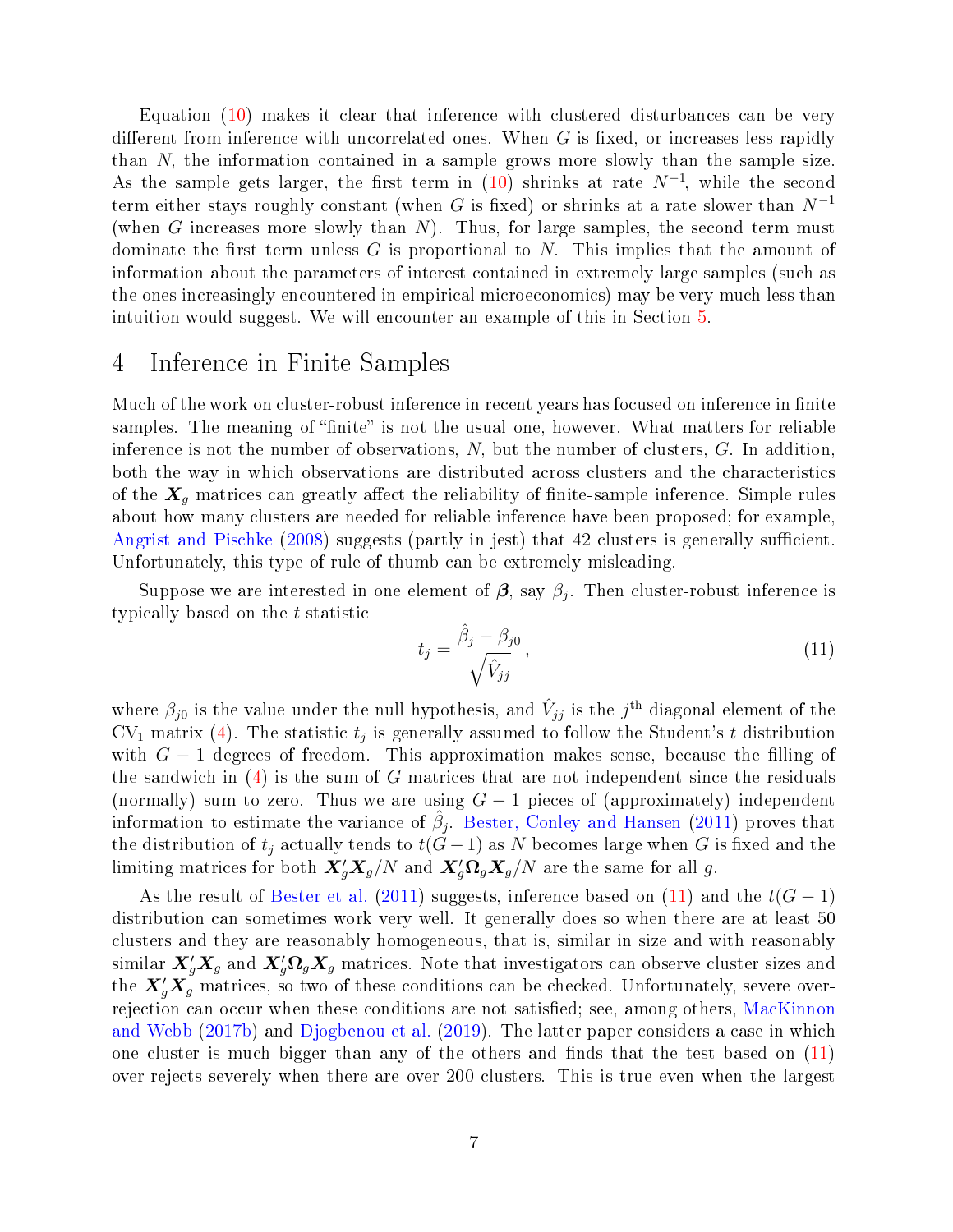Equation (10) makes it clear that inference with clustered disturbances can be very different from inference with uncorrelated ones. When $G$ is fixed, or increases less rapidly than $N$, the information contained in a sample grows more slowly than the sample size. As the sample gets larger, the first term in (10) shrinks at rate $N^{-1}$, while the second term either stays roughly constant (when $G$ is fixed) or shrinks at a rate slower than $N^{-1}$ (when $G$ increases more slowly than $N$). Thus, for large samples, the second term must dominate the first term unless $G$ is proportional to $N$. This implies that the amount of information about the parameters of interest contained in extremely large samples (such as the ones increasingly encountered in empirical microeconomics) may be very much less than intuition would suggest. We will encounter an example of this in Section 5.

# 4 Inference in Finite Samples

Much of the work on cluster-robust inference in recent years has focused on inference in finite samples. The meaning of "finite" is not the usual one, however. What matters for reliable inference is not the number of observations, $N$, but the number of clusters, $G$. In addition, both the way in which observations are distributed across clusters and the characteristics of the $\boldsymbol{X}_g$ matrices can greatly affect the reliability of finite-sample inference. Simple rules about how many clusters are needed for reliable inference have been proposed; for example, Angrist and Pischke (2008) suggests (partly in jest) that 42 clusters is generally sufficient. Unfortunately, this type of rule of thumb can be extremely misleading.

Suppose we are interested in one element of $\boldsymbol{\beta}$, say $\beta_j$. Then cluster-robust inference is typically based on the $t$ statistic

$$t_j = \frac{\hat{\beta}_j - \beta_{j0}}{\sqrt{\hat{V}_{jj}}}, \tag{11}$$

where $\beta_{j0}$ is the value under the null hypothesis, and $\hat{V}_{jj}$ is the $j^{\text{th}}$ diagonal element of the $\text{CV}_1$ matrix (4). The statistic $t_j$ is generally assumed to follow the Student's $t$ distribution with $G-1$ degrees of freedom. This approximation makes sense, because the filling of the sandwich in (4) is the sum of $G$ matrices that are not independent since the residuals (normally) sum to zero. Thus we are using $G-1$ pieces of (approximately) independent information to estimate the variance of $\hat{\beta}_j$. Bester, Conley and Hansen (2011) proves that the distribution of $t_j$ actually tends to $t(G-1)$ as $N$ becomes large when $G$ is fixed and the limiting matrices for both $\boldsymbol{X}_g'\boldsymbol{X}_g/N$ and $\boldsymbol{X}_g'\boldsymbol{\Omega}_g\boldsymbol{X}_g/N$ are the same for all $g$.

As the result of Bester et al. (2011) suggests, inference based on (11) and the $t(G-1)$ distribution can sometimes work very well. It generally does so when there are at least 50 clusters and they are reasonably homogeneous, that is, similar in size and with reasonably similar $\boldsymbol{X}_g'\boldsymbol{X}_g$ and $\boldsymbol{X}_g'\boldsymbol{\Omega}_g\boldsymbol{X}_g$ matrices. Note that investigators can observe cluster sizes and the $\boldsymbol{X}_g'\boldsymbol{X}_g$ matrices, so two of these conditions can be checked. Unfortunately, severe over-rejection can occur when these conditions are not satisfied; see, among others, MacKinnon and Webb (2017b) and Djogbenou et al. (2019). The latter paper considers a case in which one cluster is much bigger than any of the others and finds that the test based on (11) over-rejects severely when there are over 200 clusters. This is true even when the largest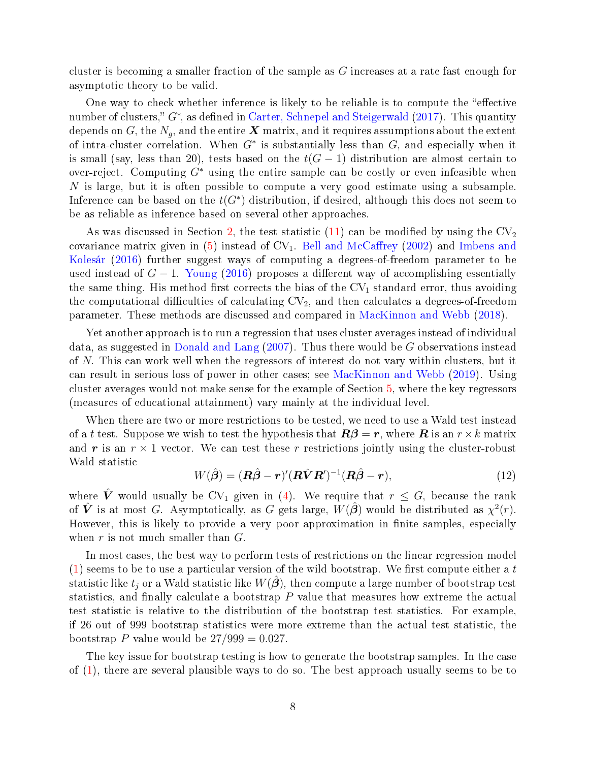cluster is becoming a smaller fraction of the sample as $G$ increases at a rate fast enough for asymptotic theory to be valid.

One way to check whether inference is likely to be reliable is to compute the "effective number of clusters," $G^*$, as defined in Carter, Schnepel and Steigerwald (2017). This quantity depends on $G$, the $N_g$, and the entire $\boldsymbol{X}$ matrix, and it requires assumptions about the extent of intra-cluster correlation. When $G^*$ is substantially less than $G$, and especially when it is small (say, less than 20), tests based on the $t(G-1)$ distribution are almost certain to over-reject. Computing $G^*$ using the entire sample can be costly or even infeasible when $N$ is large, but it is often possible to compute a very good estimate using a subsample. Inference can be based on the $t(G^*)$ distribution, if desired, although this does not seem to be as reliable as inference based on several other approaches.

As was discussed in Section 2, the test statistic (11) can be modified by using the $\text{CV}_2$ covariance matrix given in (5) instead of $\text{CV}_1$. Bell and McCaffrey (2002) and Imbens and Kolesár (2016) further suggest ways of computing a degrees-of-freedom parameter to be used instead of $G-1$. Young (2016) proposes a different way of accomplishing essentially the same thing. His method first corrects the bias of the $\text{CV}_1$ standard error, thus avoiding the computational difficulties of calculating $\text{CV}_2$, and then calculates a degrees-of-freedom parameter. These methods are discussed and compared in MacKinnon and Webb (2018).

Yet another approach is to run a regression that uses cluster averages instead of individual data, as suggested in Donald and Lang (2007). Thus there would be $G$ observations instead of $N$. This can work well when the regressors of interest do not vary within clusters, but it can result in serious loss of power in other cases; see MacKinnon and Webb (2019). Using cluster averages would not make sense for the example of Section 5, where the key regressors (measures of educational attainment) vary mainly at the individual level.

When there are two or more restrictions to be tested, we need to use a Wald test instead of a $t$ test. Suppose we wish to test the hypothesis that $\boldsymbol{R\beta} = \boldsymbol{r}$, where $\boldsymbol{R}$ is an $r \times k$ matrix and $\boldsymbol{r}$ is an $r \times 1$ vector. We can test these $r$ restrictions jointly using the cluster-robust Wald statistic

$$W(\hat{\boldsymbol{\beta}}) = (\boldsymbol{R}\hat{\boldsymbol{\beta}} - \boldsymbol{r})'(\boldsymbol{R}\hat{\boldsymbol{V}}\boldsymbol{R}')^{-1}(\boldsymbol{R}\hat{\boldsymbol{\beta}} - \boldsymbol{r}), \tag{12}$$

where $\hat{\boldsymbol{V}}$ would usually be $\text{CV}_1$ given in (4). We require that $r \le G$, because the rank of $\hat{\boldsymbol{V}}$ is at most $G$. Asymptotically, as $G$ gets large, $W(\hat{\boldsymbol{\beta}})$ would be distributed as $\chi^2(r)$. However, this is likely to provide a very poor approximation in finite samples, especially when $r$ is not much smaller than $G$.

In most cases, the best way to perform tests of restrictions on the linear regression model (1) seems to be to use a particular version of the wild bootstrap. We first compute either a $t$ statistic like $t_j$ or a Wald statistic like $W(\hat{\boldsymbol{\beta}})$, then compute a large number of bootstrap test statistics, and finally calculate a bootstrap $P$ value that measures how extreme the actual test statistic is relative to the distribution of the bootstrap test statistics. For example, if 26 out of 999 bootstrap statistics were more extreme than the actual test statistic, the bootstrap $P$ value would be $27/999 = 0.027$.

The key issue for bootstrap testing is how to generate the bootstrap samples. In the case of (1), there are several plausible ways to do so. The best approach usually seems to be to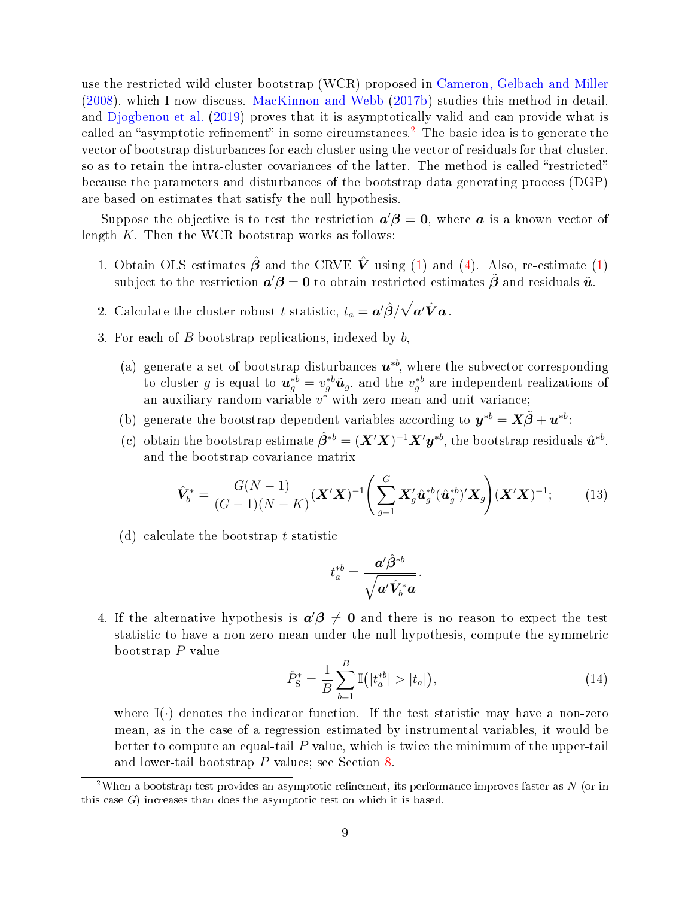use the restricted wild cluster bootstrap (WCR) proposed in Cameron, Gelbach and Miller (2008), which I now discuss. MacKinnon and Webb (2017b) studies this method in detail, and Djogbenou et al. (2019) proves that it is asymptotically valid and can provide what is called an "asymptotic refinement" in some circumstances.[2] The basic idea is to generate the vector of bootstrap disturbances for each cluster using the vector of residuals for that cluster, so as to retain the intra-cluster covariances of the latter. The method is called "restricted" because the parameters and disturbances of the bootstrap data generating process (DGP) are based on estimates that satisfy the null hypothesis.

Suppose the objective is to test the restriction $\boldsymbol{a}'\boldsymbol{\beta} = \boldsymbol{0}$, where $\boldsymbol{a}$ is a known vector of length $K$. Then the WCR bootstrap works as follows:

1. Obtain OLS estimates $\hat{\boldsymbol{\beta}}$ and the CRVE $\hat{\boldsymbol{V}}$ using (1) and (4). Also, re-estimate (1) subject to the restriction $\boldsymbol{a}'\boldsymbol{\beta} = \boldsymbol{0}$ to obtain restricted estimates $\tilde{\boldsymbol{\beta}}$ and residuals $\tilde{\boldsymbol{u}}$.

2. Calculate the cluster-robust $t$ statistic, $t_a = \boldsymbol{a}'\hat{\boldsymbol{\beta}}/\sqrt{\boldsymbol{a}'\hat{\boldsymbol{V}}\boldsymbol{a}}$.

3. For each of $B$ bootstrap replications, indexed by $b$,

   (a) generate a set of bootstrap disturbances $\boldsymbol{u}^{*b}$, where the subvector corresponding to cluster $g$ is equal to $\boldsymbol{u}_g^{*b} = v_g^{*b}\tilde{\boldsymbol{u}}_g$, and the $v_g^{*b}$ are independent realizations of an auxiliary random variable $v^*$ with zero mean and unit variance;

   (b) generate the bootstrap dependent variables according to $\boldsymbol{y}^{*b} = \boldsymbol{X}\tilde{\boldsymbol{\beta}} + \boldsymbol{u}^{*b}$;

   (c) obtain the bootstrap estimate $\hat{\boldsymbol{\beta}}^{*b} = (\boldsymbol{X}'\boldsymbol{X})^{-1}\boldsymbol{X}'\boldsymbol{y}^{*b}$, the bootstrap residuals $\hat{\boldsymbol{u}}^{*b}$, and the bootstrap covariance matrix

   $$\hat{\boldsymbol{V}}_b^* = \frac{G(N-1)}{(G-1)(N-K)}(\boldsymbol{X}'\boldsymbol{X})^{-1}\left(\sum_{g=1}^{G}\boldsymbol{X}_g'\hat{\boldsymbol{u}}_g^{*b}(\hat{\boldsymbol{u}}_g^{*b})'\boldsymbol{X}_g\right)(\boldsymbol{X}'\boldsymbol{X})^{-1}; \tag{13}$$

   (d) calculate the bootstrap $t$ statistic

   $$t_a^{*b} = \frac{\boldsymbol{a}'\hat{\boldsymbol{\beta}}^{*b}}{\sqrt{\boldsymbol{a}'\hat{\boldsymbol{V}}_b^*\boldsymbol{a}}}.$$

4. If the alternative hypothesis is $\boldsymbol{a}'\boldsymbol{\beta} \neq \boldsymbol{0}$ and there is no reason to expect the test statistic to have a non-zero mean under the null hypothesis, compute the symmetric bootstrap $P$ value

   $$\hat{P}_{\mathrm{S}}^* = \frac{1}{B}\sum_{b=1}^{B}\mathbb{I}\big(|t_a^{*b}| > |t_a|\big), \tag{14}$$

   where $\mathbb{I}(\cdot)$ denotes the indicator function. If the test statistic may have a non-zero mean, as in the case of a regression estimated by instrumental variables, it would be better to compute an equal-tail $P$ value, which is twice the minimum of the upper-tail and lower-tail bootstrap $P$ values; see Section 8.

[2] When a bootstrap test provides an asymptotic refinement, its performance improves faster as $N$ (or in this case $G$) increases than does the asymptotic test on which it is based.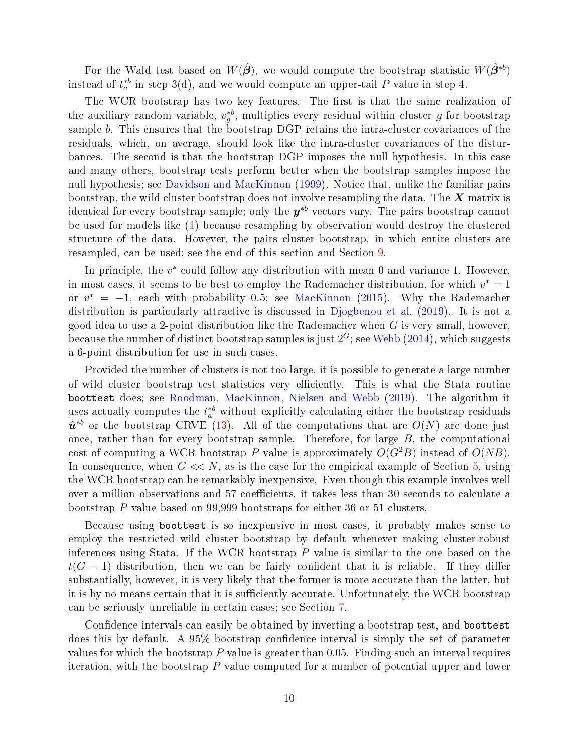For the Wald test based on $W(\hat{\boldsymbol{\beta}})$, we would compute the bootstrap statistic $W(\hat{\boldsymbol{\beta}}^{*b})$ instead of $t_a^{*b}$ in step 3(d), and we would compute an upper-tail $P$ value in step 4.

The WCR bootstrap has two key features. The first is that the same realization of the auxiliary random variable, $v_g^{*b}$, multiplies every residual within cluster $g$ for bootstrap sample $b$. This ensures that the bootstrap DGP retains the intra-cluster covariances of the residuals, which, on average, should look like the intra-cluster covariances of the disturbances. The second is that the bootstrap DGP imposes the null hypothesis. In this case and many others, bootstrap tests perform better when the bootstrap samples impose the null hypothesis; see Davidson and MacKinnon (1999). Notice that, unlike the familiar pairs bootstrap, the wild cluster bootstrap does not involve resampling the data. The $\boldsymbol{X}$ matrix is identical for every bootstrap sample; only the $\boldsymbol{y}^{*b}$ vectors vary. The pairs bootstrap cannot be used for models like (1) because resampling by observation would destroy the clustered structure of the data. However, the pairs cluster bootstrap, in which entire clusters are resampled, can be used; see the end of this section and Section 9.

In principle, the $v^*$ could follow any distribution with mean 0 and variance 1. However, in most cases, it seems to be best to employ the Rademacher distribution, for which $v^* = 1$ or $v^* = -1$, each with probability 0.5; see MacKinnon (2015). Why the Rademacher distribution is particularly attractive is discussed in Djogbenou et al. (2019). It is not a good idea to use a 2-point distribution like the Rademacher when $G$ is very small, however, because the number of distinct bootstrap samples is just $2^G$; see Webb (2014), which suggests a 6-point distribution for use in such cases.

Provided the number of clusters is not too large, it is possible to generate a large number of wild cluster bootstrap test statistics very efficiently. This is what the Stata routine `boottest` does; see Roodman, MacKinnon, Nielsen and Webb (2019). The algorithm it uses actually computes the $t_a^{*b}$ without explicitly calculating either the bootstrap residuals $\hat{\boldsymbol{u}}^{*b}$ or the bootstrap CRVE (13). All of the computations that are $O(N)$ are done just once, rather than for every bootstrap sample. Therefore, for large $B$, the computational cost of computing a WCR bootstrap $P$ value is approximately $O(G^2B)$ instead of $O(NB)$. In consequence, when $G << N$, as is the case for the empirical example of Section 5, using the WCR bootstrap can be remarkably inexpensive. Even though this example involves well over a million observations and 57 coefficients, it takes less than 30 seconds to calculate a bootstrap $P$ value based on 99,999 bootstraps for either 36 or 51 clusters.

Because using `boottest` is so inexpensive in most cases, it probably makes sense to employ the restricted wild cluster bootstrap by default whenever making cluster-robust inferences using Stata. If the WCR bootstrap $P$ value is similar to the one based on the $t(G-1)$ distribution, then we can be fairly confident that it is reliable. If they differ substantially, however, it is very likely that the former is more accurate than the latter, but it is by no means certain that it is sufficiently accurate. Unfortunately, the WCR bootstrap can be seriously unreliable in certain cases; see Section 7.

Confidence intervals can easily be obtained by inverting a bootstrap test, and `boottest` does this by default. A 95% bootstrap confidence interval is simply the set of parameter values for which the bootstrap $P$ value is greater than 0.05. Finding such an interval requires iteration, with the bootstrap $P$ value computed for a number of potential upper and lower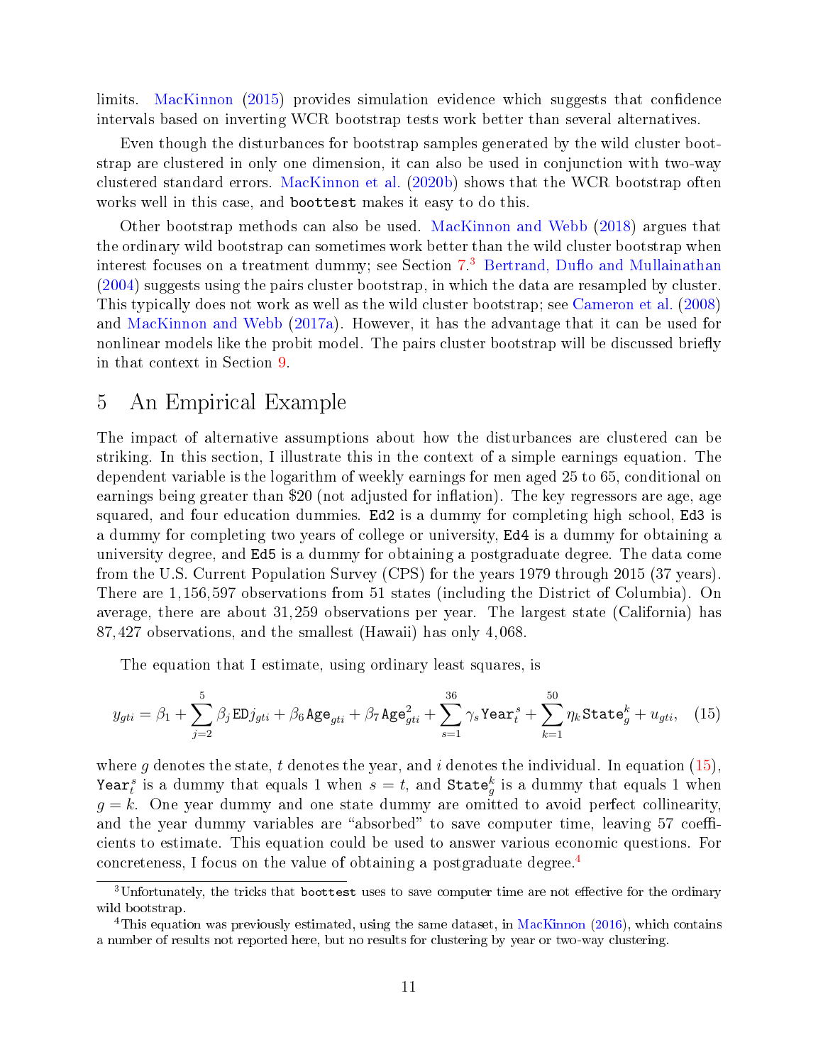limits. MacKinnon (2015) provides simulation evidence which suggests that confidence intervals based on inverting WCR bootstrap tests work better than several alternatives.

Even though the disturbances for bootstrap samples generated by the wild cluster bootstrap are clustered in only one dimension, it can also be used in conjunction with two-way clustered standard errors. MacKinnon et al. (2020b) shows that the WCR bootstrap often works well in this case, and `boottest` makes it easy to do this.

Other bootstrap methods can also be used. MacKinnon and Webb (2018) argues that the ordinary wild bootstrap can sometimes work better than the wild cluster bootstrap when interest focuses on a treatment dummy; see Section 7.[3] Bertrand, Duflo and Mullainathan (2004) suggests using the pairs cluster bootstrap, in which the data are resampled by cluster. This typically does not work as well as the wild cluster bootstrap; see Cameron et al. (2008) and MacKinnon and Webb (2017a). However, it has the advantage that it can be used for nonlinear models like the probit model. The pairs cluster bootstrap will be discussed briefly in that context in Section 9.

# 5 An Empirical Example

The impact of alternative assumptions about how the disturbances are clustered can be striking. In this section, I illustrate this in the context of a simple earnings equation. The dependent variable is the logarithm of weekly earnings for men aged 25 to 65, conditional on earnings being greater than \$20 (not adjusted for inflation). The key regressors are age, age squared, and four education dummies. `Ed2` is a dummy for completing high school, `Ed3` is a dummy for completing two years of college or university, `Ed4` is a dummy for obtaining a university degree, and `Ed5` is a dummy for obtaining a postgraduate degree. The data come from the U.S. Current Population Survey (CPS) for the years 1979 through 2015 (37 years). There are 1,156,597 observations from 51 states (including the District of Columbia). On average, there are about 31,259 observations per year. The largest state (California) has 87,427 observations, and the smallest (Hawaii) has only 4,068.

The equation that I estimate, using ordinary least squares, is

$$y_{gti} = \beta_1 + \sum_{j=2}^{5} \beta_j \texttt{ED}j_{gti} + \beta_6 \texttt{Age}_{gti} + \beta_7 \texttt{Age}^2_{gti} + \sum_{s=1}^{36} \gamma_s \texttt{Year}^s_t + \sum_{k=1}^{50} \eta_k \texttt{State}^k_g + u_{gti}, \quad (15)$$

where $g$ denotes the state, $t$ denotes the year, and $i$ denotes the individual. In equation (15), $\texttt{Year}^s_t$ is a dummy that equals 1 when $s = t$, and $\texttt{State}^k_g$ is a dummy that equals 1 when $g = k$. One year dummy and one state dummy are omitted to avoid perfect collinearity, and the year dummy variables are "absorbed" to save computer time, leaving 57 coefficients to estimate. This equation could be used to answer various economic questions. For concreteness, I focus on the value of obtaining a postgraduate degree.[4]

---

[3] Unfortunately, the tricks that `boottest` uses to save computer time are not effective for the ordinary wild bootstrap.

[4] This equation was previously estimated, using the same dataset, in MacKinnon (2016), which contains a number of results not reported here, but no results for clustering by year or two-way clustering.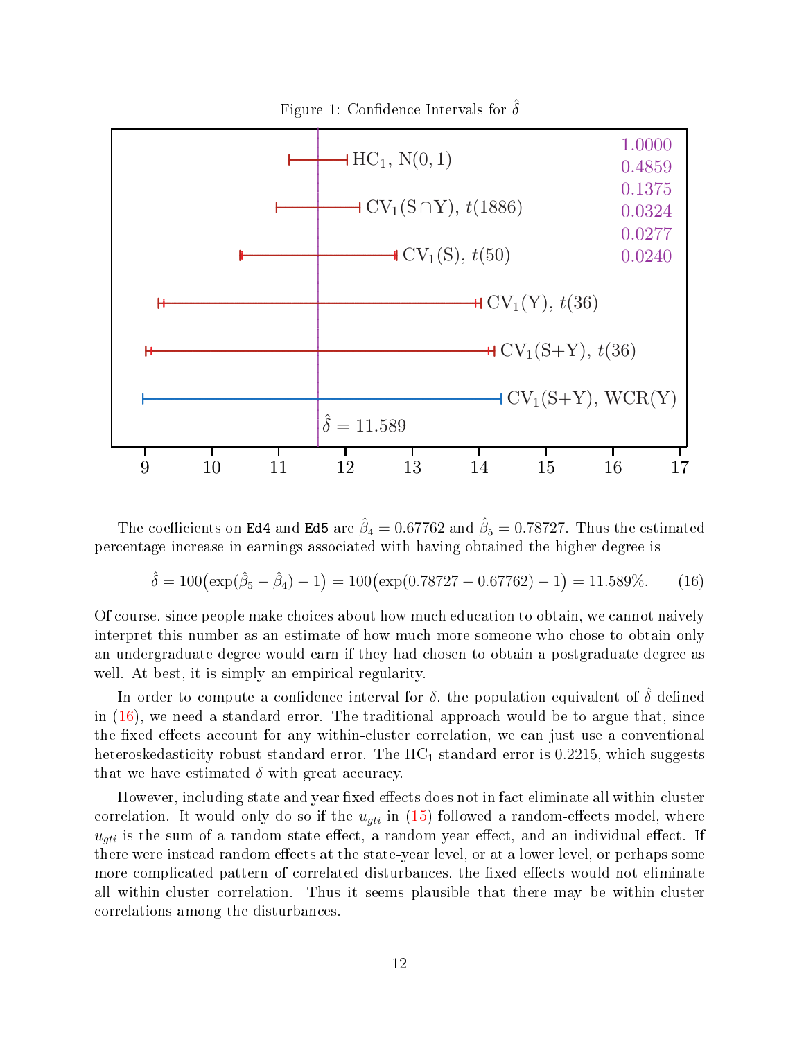Figure 1: Confidence Intervals for $\hat{\delta}$

The coefficients on `Ed4` and `Ed5` are $\hat{\beta}_4 = 0.67762$ and $\hat{\beta}_5 = 0.78727$. Thus the estimated percentage increase in earnings associated with having obtained the higher degree is

$$\hat{\delta} = 100\big(\exp(\hat{\beta}_5 - \hat{\beta}_4) - 1\big) = 100\big(\exp(0.78727 - 0.67762) - 1\big) = 11.589\%. \tag{16}$$

Of course, since people make choices about how much education to obtain, we cannot naively interpret this number as an estimate of how much more someone who chose to obtain only an undergraduate degree would earn if they had chosen to obtain a postgraduate degree as well. At best, it is simply an empirical regularity.

In order to compute a confidence interval for $\delta$, the population equivalent of $\hat{\delta}$ defined in (16), we need a standard error. The traditional approach would be to argue that, since the fixed effects account for any within-cluster correlation, we can just use a conventional heteroskedasticity-robust standard error. The $\text{HC}_1$ standard error is 0.2215, which suggests that we have estimated $\delta$ with great accuracy.

However, including state and year fixed effects does not in fact eliminate all within-cluster correlation. It would only do so if the $u_{gti}$ in (15) followed a random-effects model, where $u_{gti}$ is the sum of a random state effect, a random year effect, and an individual effect. If there were instead random effects at the state-year level, or at a lower level, or perhaps some more complicated pattern of correlated disturbances, the fixed effects would not eliminate all within-cluster correlation. Thus it seems plausible that there may be within-cluster correlations among the disturbances.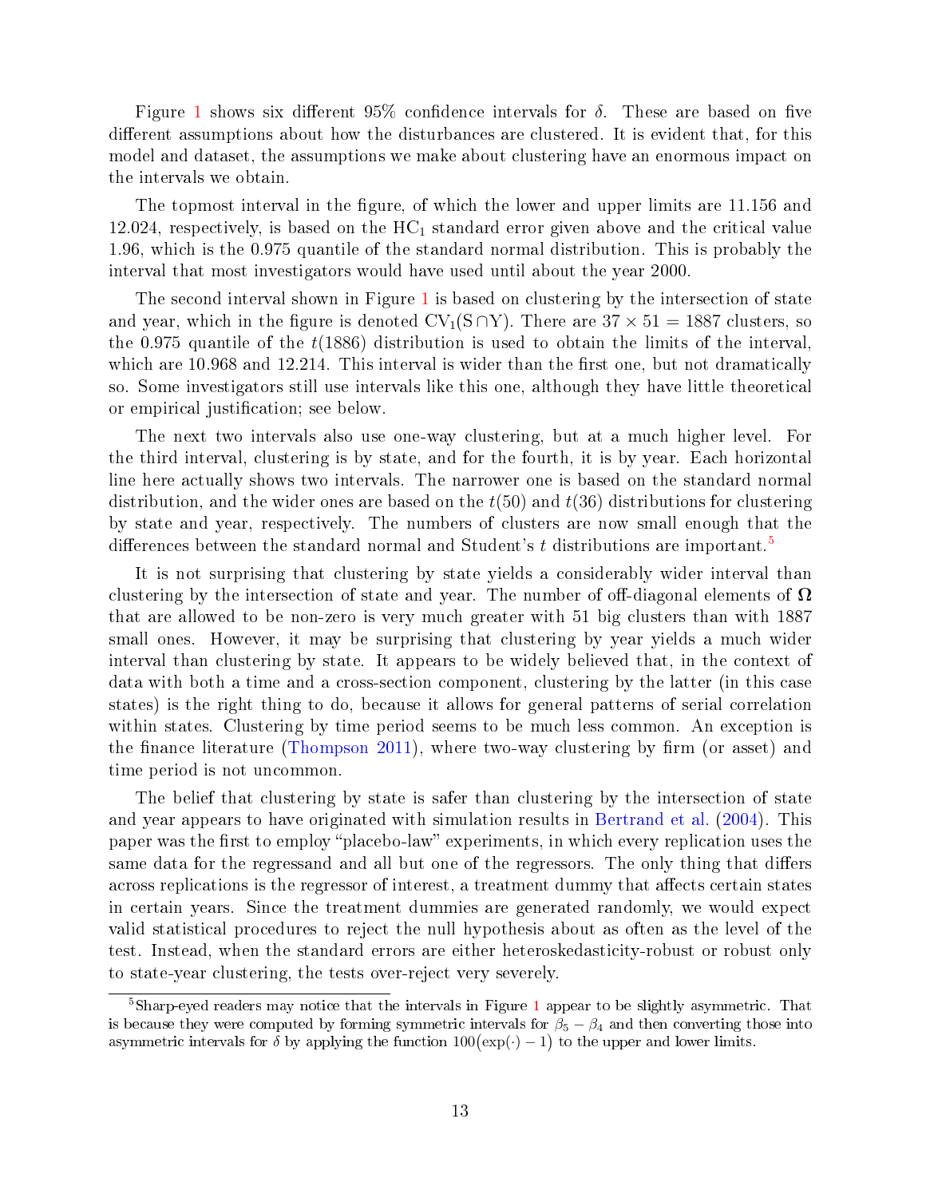Figure 1 shows six different 95% confidence intervals for $\delta$. These are based on five different assumptions about how the disturbances are clustered. It is evident that, for this model and dataset, the assumptions we make about clustering have an enormous impact on the intervals we obtain.

The topmost interval in the figure, of which the lower and upper limits are 11.156 and 12.024, respectively, is based on the $\mathrm{HC}_1$ standard error given above and the critical value 1.96, which is the 0.975 quantile of the standard normal distribution. This is probably the interval that most investigators would have used until about the year 2000.

The second interval shown in Figure 1 is based on clustering by the intersection of state and year, which in the figure is denoted $\mathrm{CV}_1(\mathrm{S} \cap \mathrm{Y})$. There are $37 \times 51 = 1887$ clusters, so the 0.975 quantile of the $t(1886)$ distribution is used to obtain the limits of the interval, which are 10.968 and 12.214. This interval is wider than the first one, but not dramatically so. Some investigators still use intervals like this one, although they have little theoretical or empirical justification; see below.

The next two intervals also use one-way clustering, but at a much higher level. For the third interval, clustering is by state, and for the fourth, it is by year. Each horizontal line here actually shows two intervals. The narrower one is based on the standard normal distribution, and the wider ones are based on the $t(50)$ and $t(36)$ distributions for clustering by state and year, respectively. The numbers of clusters are now small enough that the differences between the standard normal and Student's $t$ distributions are important.[5]

It is not surprising that clustering by state yields a considerably wider interval than clustering by the intersection of state and year. The number of off-diagonal elements of $\mathbf{\Omega}$ that are allowed to be non-zero is very much greater with 51 big clusters than with 1887 small ones. However, it may be surprising that clustering by year yields a much wider interval than clustering by state. It appears to be widely believed that, in the context of data with both a time and a cross-section component, clustering by the latter (in this case states) is the right thing to do, because it allows for general patterns of serial correlation within states. Clustering by time period seems to be much less common. An exception is the finance literature (Thompson 2011), where two-way clustering by firm (or asset) and time period is not uncommon.

The belief that clustering by state is safer than clustering by the intersection of state and year appears to have originated with simulation results in Bertrand et al. (2004). This paper was the first to employ "placebo-law" experiments, in which every replication uses the same data for the regressand and all but one of the regressors. The only thing that differs across replications is the regressor of interest, a treatment dummy that affects certain states in certain years. Since the treatment dummies are generated randomly, we would expect valid statistical procedures to reject the null hypothesis about as often as the level of the test. Instead, when the standard errors are either heteroskedasticity-robust or robust only to state-year clustering, the tests over-reject very severely.

[5] Sharp-eyed readers may notice that the intervals in Figure 1 appear to be slightly asymmetric. That is because they were computed by forming symmetric intervals for $\beta_5 - \beta_4$ and then converting those into asymmetric intervals for $\delta$ by applying the function $100(\exp(\cdot) - 1)$ to the upper and lower limits.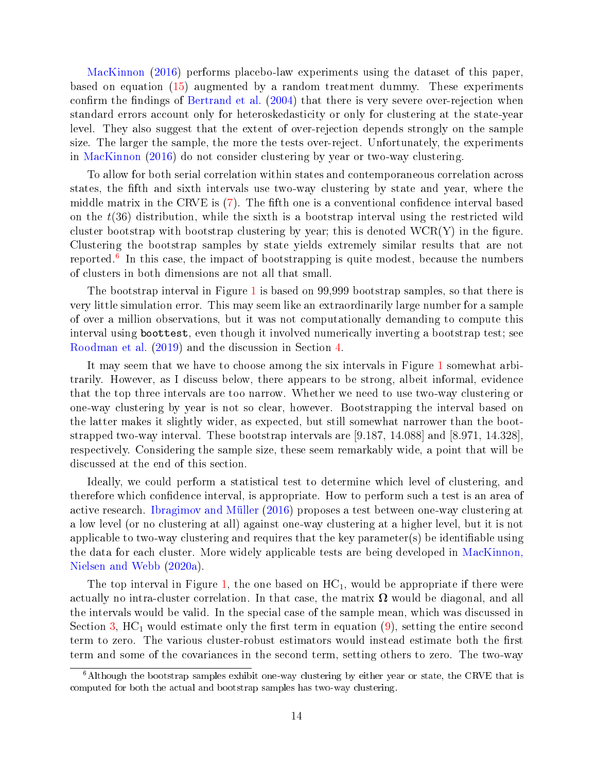MacKinnon (2016) performs placebo-law experiments using the dataset of this paper, based on equation (15) augmented by a random treatment dummy. These experiments confirm the findings of Bertrand et al. (2004) that there is very severe over-rejection when standard errors account only for heteroskedasticity or only for clustering at the state-year level. They also suggest that the extent of over-rejection depends strongly on the sample size. The larger the sample, the more the tests over-reject. Unfortunately, the experiments in MacKinnon (2016) do not consider clustering by year or two-way clustering.

To allow for both serial correlation within states and contemporaneous correlation across states, the fifth and sixth intervals use two-way clustering by state and year, where the middle matrix in the CRVE is (7). The fifth one is a conventional confidence interval based on the $t(36)$ distribution, while the sixth is a bootstrap interval using the restricted wild cluster bootstrap with bootstrap clustering by year; this is denoted WCR(Y) in the figure. Clustering the bootstrap samples by state yields extremely similar results that are not reported.[6] In this case, the impact of bootstrapping is quite modest, because the numbers of clusters in both dimensions are not all that small.

The bootstrap interval in Figure 1 is based on 99,999 bootstrap samples, so that there is very little simulation error. This may seem like an extraordinarily large number for a sample of over a million observations, but it was not computationally demanding to compute this interval using `boottest`, even though it involved numerically inverting a bootstrap test; see Roodman et al. (2019) and the discussion in Section 4.

It may seem that we have to choose among the six intervals in Figure 1 somewhat arbitrarily. However, as I discuss below, there appears to be strong, albeit informal, evidence that the top three intervals are too narrow. Whether we need to use two-way clustering or one-way clustering by year is not so clear, however. Bootstrapping the interval based on the latter makes it slightly wider, as expected, but still somewhat narrower than the bootstrapped two-way interval. These bootstrap intervals are [9.187, 14.088] and [8.971, 14.328], respectively. Considering the sample size, these seem remarkably wide, a point that will be discussed at the end of this section.

Ideally, we could perform a statistical test to determine which level of clustering, and therefore which confidence interval, is appropriate. How to perform such a test is an area of active research. Ibragimov and Müller (2016) proposes a test between one-way clustering at a low level (or no clustering at all) against one-way clustering at a higher level, but it is not applicable to two-way clustering and requires that the key parameter(s) be identifiable using the data for each cluster. More widely applicable tests are being developed in MacKinnon, Nielsen and Webb (2020a).

The top interval in Figure 1, the one based on $\text{HC}_1$, would be appropriate if there were actually no intra-cluster correlation. In that case, the matrix $\boldsymbol{\Omega}$ would be diagonal, and all the intervals would be valid. In the special case of the sample mean, which was discussed in Section 3, $\text{HC}_1$ would estimate only the first term in equation (9), setting the entire second term to zero. The various cluster-robust estimators would instead estimate both the first term and some of the covariances in the second term, setting others to zero. The two-way

[6] Although the bootstrap samples exhibit one-way clustering by either year or state, the CRVE that is computed for both the actual and bootstrap samples has two-way clustering.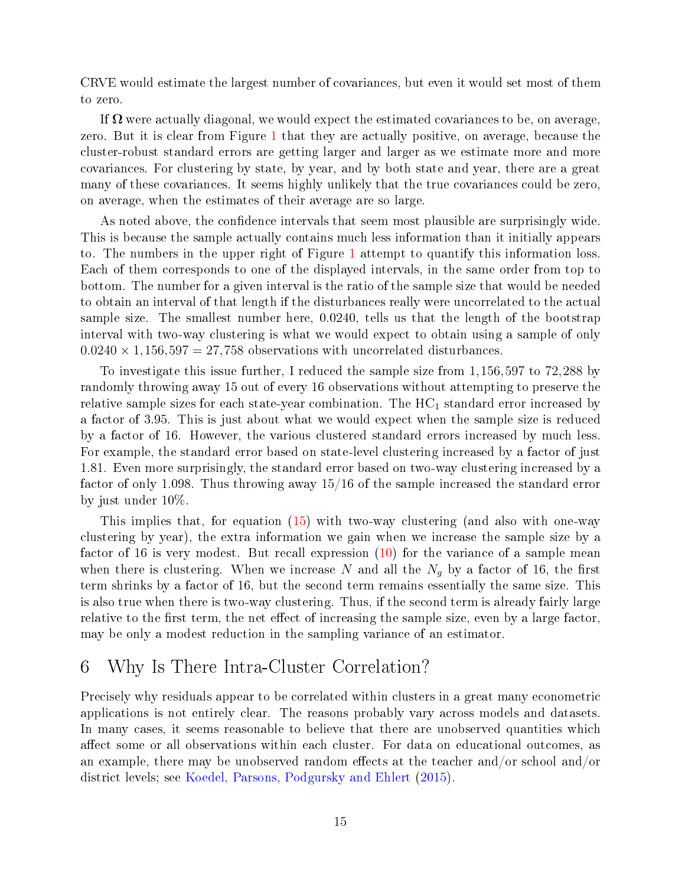CRVE would estimate the largest number of covariances, but even it would set most of them to zero.

If $\mathbf{\Omega}$ were actually diagonal, we would expect the estimated covariances to be, on average, zero. But it is clear from Figure 1 that they are actually positive, on average, because the cluster-robust standard errors are getting larger and larger as we estimate more and more covariances. For clustering by state, by year, and by both state and year, there are a great many of these covariances. It seems highly unlikely that the true covariances could be zero, on average, when the estimates of their average are so large.

As noted above, the confidence intervals that seem most plausible are surprisingly wide. This is because the sample actually contains much less information than it initially appears to. The numbers in the upper right of Figure 1 attempt to quantify this information loss. Each of them corresponds to one of the displayed intervals, in the same order from top to bottom. The number for a given interval is the ratio of the sample size that would be needed to obtain an interval of that length if the disturbances really were uncorrelated to the actual sample size. The smallest number here, 0.0240, tells us that the length of the bootstrap interval with two-way clustering is what we would expect to obtain using a sample of only $0.0240 \times 1{,}156{,}597 = 27{,}758$ observations with uncorrelated disturbances.

To investigate this issue further, I reduced the sample size from 1,156,597 to 72,288 by randomly throwing away 15 out of every 16 observations without attempting to preserve the relative sample sizes for each state-year combination. The $\text{HC}_1$ standard error increased by a factor of 3.95. This is just about what we would expect when the sample size is reduced by a factor of 16. However, the various clustered standard errors increased by much less. For example, the standard error based on state-level clustering increased by a factor of just 1.81. Even more surprisingly, the standard error based on two-way clustering increased by a factor of only 1.098. Thus throwing away 15/16 of the sample increased the standard error by just under 10%.

This implies that, for equation (15) with two-way clustering (and also with one-way clustering by year), the extra information we gain when we increase the sample size by a factor of 16 is very modest. But recall expression (10) for the variance of a sample mean when there is clustering. When we increase $N$ and all the $N_g$ by a factor of 16, the first term shrinks by a factor of 16, but the second term remains essentially the same size. This is also true when there is two-way clustering. Thus, if the second term is already fairly large relative to the first term, the net effect of increasing the sample size, even by a large factor, may be only a modest reduction in the sampling variance of an estimator.

## 6 Why Is There Intra-Cluster Correlation?

Precisely why residuals appear to be correlated within clusters in a great many econometric applications is not entirely clear. The reasons probably vary across models and datasets. In many cases, it seems reasonable to believe that there are unobserved quantities which affect some or all observations within each cluster. For data on educational outcomes, as an example, there may be unobserved random effects at the teacher and/or school and/or district levels; see Koedel, Parsons, Podgursky and Ehlert (2015).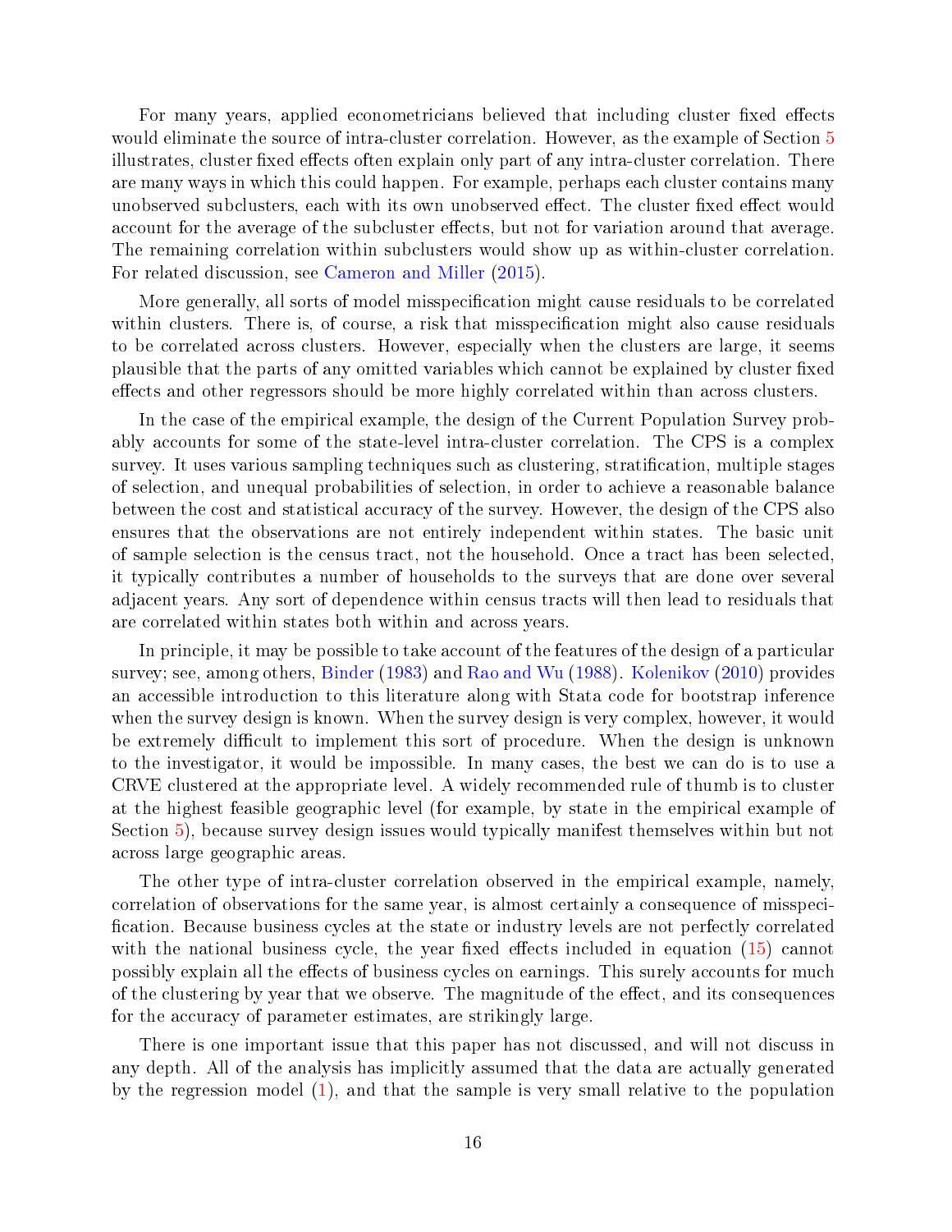For many years, applied econometricians believed that including cluster fixed effects would eliminate the source of intra-cluster correlation. However, as the example of Section 5 illustrates, cluster fixed effects often explain only part of any intra-cluster correlation. There are many ways in which this could happen. For example, perhaps each cluster contains many unobserved subclusters, each with its own unobserved effect. The cluster fixed effect would account for the average of the subcluster effects, but not for variation around that average. The remaining correlation within subclusters would show up as within-cluster correlation. For related discussion, see Cameron and Miller (2015).

More generally, all sorts of model misspecification might cause residuals to be correlated within clusters. There is, of course, a risk that misspecification might also cause residuals to be correlated across clusters. However, especially when the clusters are large, it seems plausible that the parts of any omitted variables which cannot be explained by cluster fixed effects and other regressors should be more highly correlated within than across clusters.

In the case of the empirical example, the design of the Current Population Survey probably accounts for some of the state-level intra-cluster correlation. The CPS is a complex survey. It uses various sampling techniques such as clustering, stratification, multiple stages of selection, and unequal probabilities of selection, in order to achieve a reasonable balance between the cost and statistical accuracy of the survey. However, the design of the CPS also ensures that the observations are not entirely independent within states. The basic unit of sample selection is the census tract, not the household. Once a tract has been selected, it typically contributes a number of households to the surveys that are done over several adjacent years. Any sort of dependence within census tracts will then lead to residuals that are correlated within states both within and across years.

In principle, it may be possible to take account of the features of the design of a particular survey; see, among others, Binder (1983) and Rao and Wu (1988). Kolenikov (2010) provides an accessible introduction to this literature along with Stata code for bootstrap inference when the survey design is known. When the survey design is very complex, however, it would be extremely difficult to implement this sort of procedure. When the design is unknown to the investigator, it would be impossible. In many cases, the best we can do is to use a CRVE clustered at the appropriate level. A widely recommended rule of thumb is to cluster at the highest feasible geographic level (for example, by state in the empirical example of Section 5), because survey design issues would typically manifest themselves within but not across large geographic areas.

The other type of intra-cluster correlation observed in the empirical example, namely, correlation of observations for the same year, is almost certainly a consequence of misspecification. Because business cycles at the state or industry levels are not perfectly correlated with the national business cycle, the year fixed effects included in equation (15) cannot possibly explain all the effects of business cycles on earnings. This surely accounts for much of the clustering by year that we observe. The magnitude of the effect, and its consequences for the accuracy of parameter estimates, are strikingly large.

There is one important issue that this paper has not discussed, and will not discuss in any depth. All of the analysis has implicitly assumed that the data are actually generated by the regression model (1), and that the sample is very small relative to the population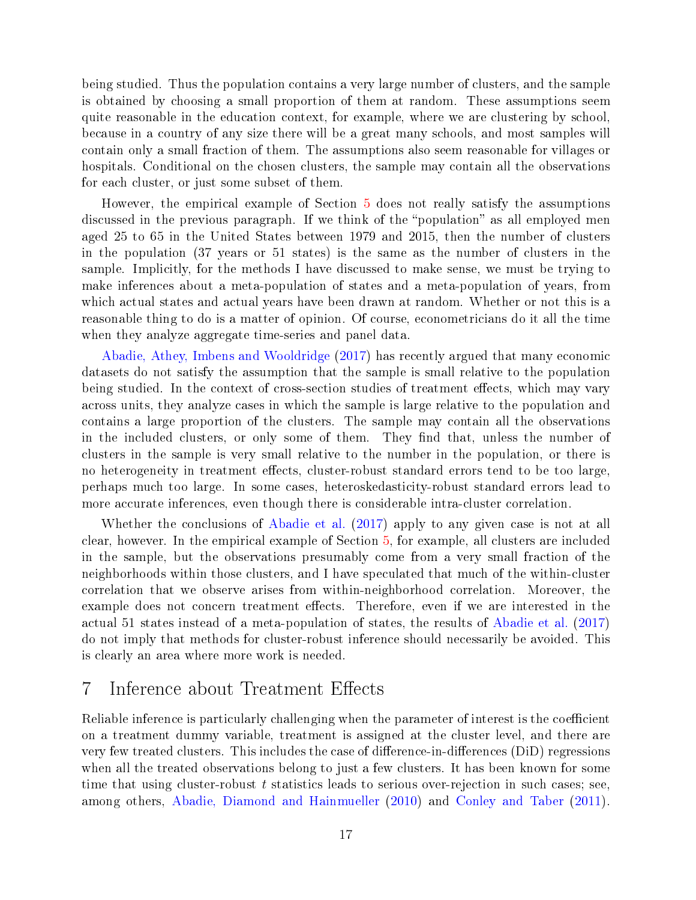being studied. Thus the population contains a very large number of clusters, and the sample is obtained by choosing a small proportion of them at random. These assumptions seem quite reasonable in the education context, for example, where we are clustering by school, because in a country of any size there will be a great many schools, and most samples will contain only a small fraction of them. The assumptions also seem reasonable for villages or hospitals. Conditional on the chosen clusters, the sample may contain all the observations for each cluster, or just some subset of them.

However, the empirical example of Section 5 does not really satisfy the assumptions discussed in the previous paragraph. If we think of the "population" as all employed men aged 25 to 65 in the United States between 1979 and 2015, then the number of clusters in the population (37 years or 51 states) is the same as the number of clusters in the sample. Implicitly, for the methods I have discussed to make sense, we must be trying to make inferences about a meta-population of states and a meta-population of years, from which actual states and actual years have been drawn at random. Whether or not this is a reasonable thing to do is a matter of opinion. Of course, econometricians do it all the time when they analyze aggregate time-series and panel data.

Abadie, Athey, Imbens and Wooldridge (2017) has recently argued that many economic datasets do not satisfy the assumption that the sample is small relative to the population being studied. In the context of cross-section studies of treatment effects, which may vary across units, they analyze cases in which the sample is large relative to the population and contains a large proportion of the clusters. The sample may contain all the observations in the included clusters, or only some of them. They find that, unless the number of clusters in the sample is very small relative to the number in the population, or there is no heterogeneity in treatment effects, cluster-robust standard errors tend to be too large, perhaps much too large. In some cases, heteroskedasticity-robust standard errors lead to more accurate inferences, even though there is considerable intra-cluster correlation.

Whether the conclusions of Abadie et al. (2017) apply to any given case is not at all clear, however. In the empirical example of Section 5, for example, all clusters are included in the sample, but the observations presumably come from a very small fraction of the neighborhoods within those clusters, and I have speculated that much of the within-cluster correlation that we observe arises from within-neighborhood correlation. Moreover, the example does not concern treatment effects. Therefore, even if we are interested in the actual 51 states instead of a meta-population of states, the results of Abadie et al. (2017) do not imply that methods for cluster-robust inference should necessarily be avoided. This is clearly an area where more work is needed.

# 7 Inference about Treatment Effects

Reliable inference is particularly challenging when the parameter of interest is the coefficient on a treatment dummy variable, treatment is assigned at the cluster level, and there are very few treated clusters. This includes the case of difference-in-differences (DiD) regressions when all the treated observations belong to just a few clusters. It has been known for some time that using cluster-robust $t$ statistics leads to serious over-rejection in such cases; see, among others, Abadie, Diamond and Hainmueller (2010) and Conley and Taber (2011).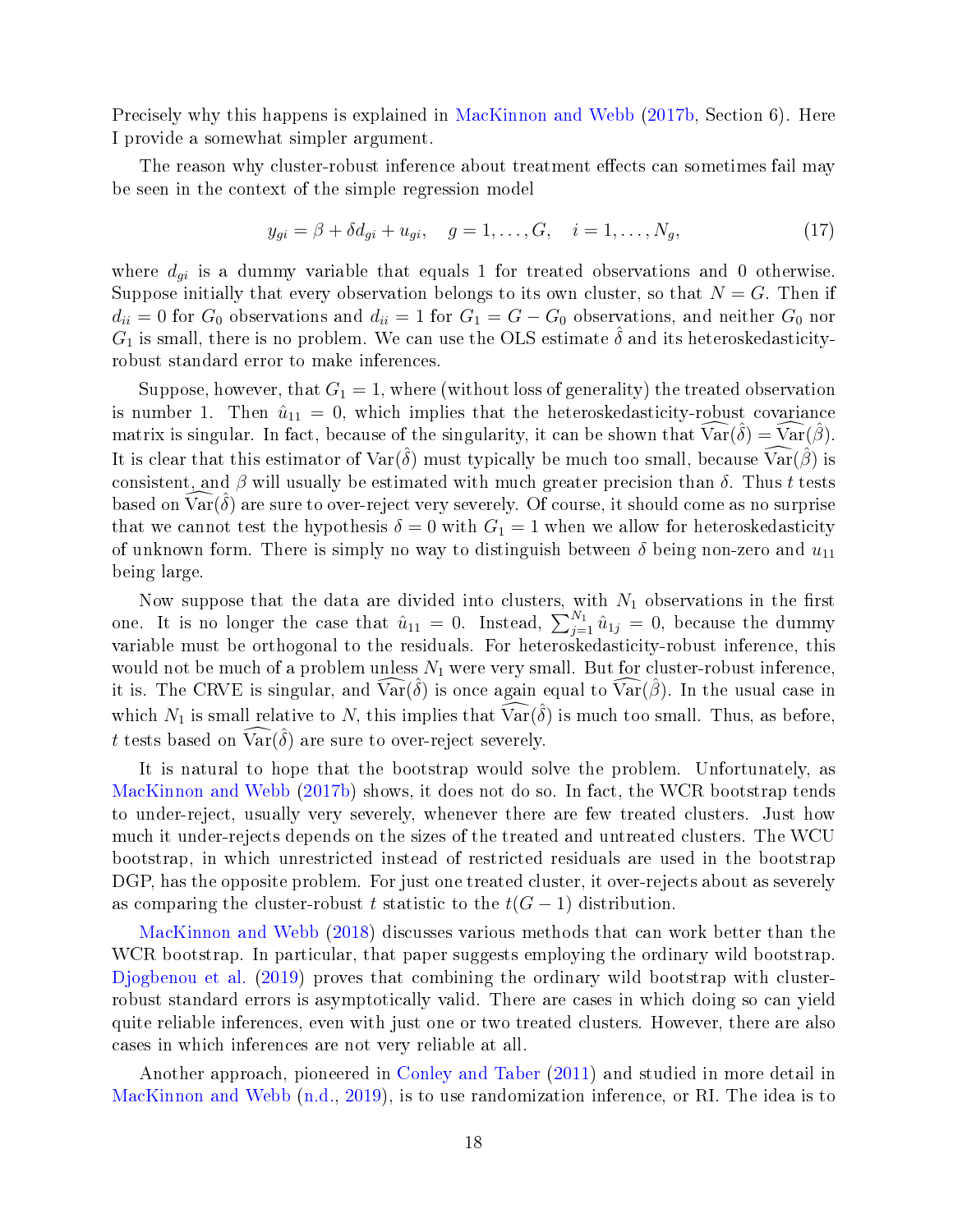Precisely why this happens is explained in MacKinnon and Webb (2017b, Section 6). Here I provide a somewhat simpler argument.

The reason why cluster-robust inference about treatment effects can sometimes fail may be seen in the context of the simple regression model

$$y_{gi} = \beta + \delta d_{gi} + u_{gi}, \quad g = 1, \ldots, G, \quad i = 1, \ldots, N_g, \tag{17}$$

where $d_{gi}$ is a dummy variable that equals 1 for treated observations and 0 otherwise. Suppose initially that every observation belongs to its own cluster, so that $N = G$. Then if $d_{ii} = 0$ for $G_0$ observations and $d_{ii} = 1$ for $G_1 = G - G_0$ observations, and neither $G_0$ nor $G_1$ is small, there is no problem. We can use the OLS estimate $\hat{\delta}$ and its heteroskedasticity-robust standard error to make inferences.

Suppose, however, that $G_1 = 1$, where (without loss of generality) the treated observation is number 1. Then $\hat{u}_{11} = 0$, which implies that the heteroskedasticity-robust covariance matrix is singular. In fact, because of the singularity, it can be shown that $\widehat{\text{Var}}(\hat{\delta}) = \widehat{\text{Var}}(\hat{\beta})$. It is clear that this estimator of $\text{Var}(\hat{\delta})$ must typically be much too small, because $\widehat{\text{Var}}(\hat{\beta})$ is consistent, and $\beta$ will usually be estimated with much greater precision than $\delta$. Thus $t$ tests based on $\widehat{\text{Var}}(\hat{\delta})$ are sure to over-reject very severely. Of course, it should come as no surprise that we cannot test the hypothesis $\delta = 0$ with $G_1 = 1$ when we allow for heteroskedasticity of unknown form. There is simply no way to distinguish between $\delta$ being non-zero and $u_{11}$ being large.

Now suppose that the data are divided into clusters, with $N_1$ observations in the first one. It is no longer the case that $\hat{u}_{11} = 0$. Instead, $\sum_{j=1}^{N_1} \hat{u}_{1j} = 0$, because the dummy variable must be orthogonal to the residuals. For heteroskedasticity-robust inference, this would not be much of a problem unless $N_1$ were very small. But for cluster-robust inference, it is. The CRVE is singular, and $\widehat{\text{Var}}(\hat{\delta})$ is once again equal to $\widehat{\text{Var}}(\hat{\beta})$. In the usual case in which $N_1$ is small relative to $N$, this implies that $\widehat{\text{Var}}(\hat{\delta})$ is much too small. Thus, as before, $t$ tests based on $\widehat{\text{Var}}(\hat{\delta})$ are sure to over-reject severely.

It is natural to hope that the bootstrap would solve the problem. Unfortunately, as MacKinnon and Webb (2017b) shows, it does not do so. In fact, the WCR bootstrap tends to under-reject, usually very severely, whenever there are few treated clusters. Just how much it under-rejects depends on the sizes of the treated and untreated clusters. The WCU bootstrap, in which unrestricted instead of restricted residuals are used in the bootstrap DGP, has the opposite problem. For just one treated cluster, it over-rejects about as severely as comparing the cluster-robust $t$ statistic to the $t(G-1)$ distribution.

MacKinnon and Webb (2018) discusses various methods that can work better than the WCR bootstrap. In particular, that paper suggests employing the ordinary wild bootstrap. Djogbenou et al. (2019) proves that combining the ordinary wild bootstrap with cluster-robust standard errors is asymptotically valid. There are cases in which doing so can yield quite reliable inferences, even with just one or two treated clusters. However, there are also cases in which inferences are not very reliable at all.

Another approach, pioneered in Conley and Taber (2011) and studied in more detail in MacKinnon and Webb (n.d., 2019), is to use randomization inference, or RI. The idea is to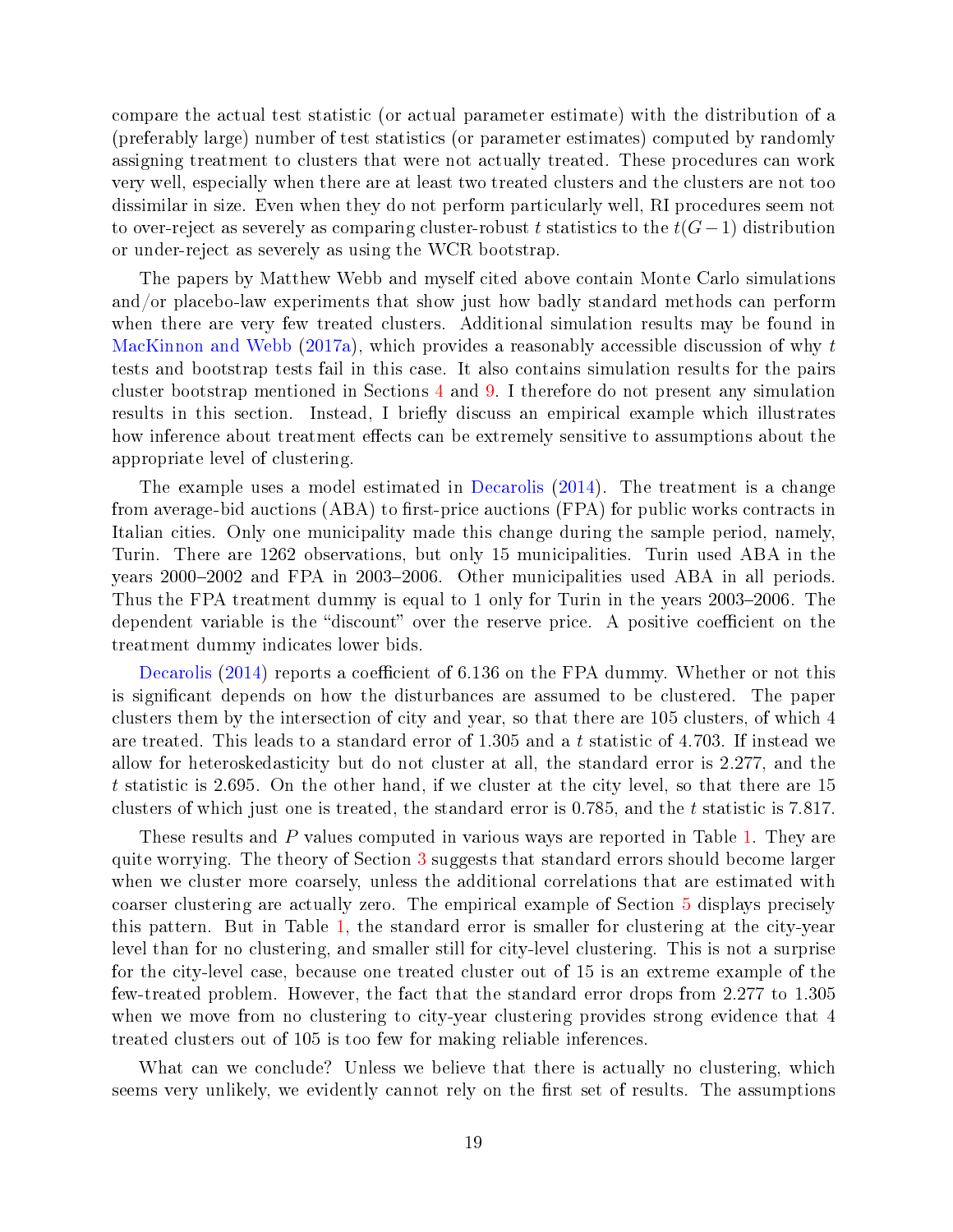compare the actual test statistic (or actual parameter estimate) with the distribution of a (preferably large) number of test statistics (or parameter estimates) computed by randomly assigning treatment to clusters that were not actually treated. These procedures can work very well, especially when there are at least two treated clusters and the clusters are not too dissimilar in size. Even when they do not perform particularly well, RI procedures seem not to over-reject as severely as comparing cluster-robust $t$ statistics to the $t(G-1)$ distribution or under-reject as severely as using the WCR bootstrap.

The papers by Matthew Webb and myself cited above contain Monte Carlo simulations and/or placebo-law experiments that show just how badly standard methods can perform when there are very few treated clusters. Additional simulation results may be found in MacKinnon and Webb (2017a), which provides a reasonably accessible discussion of why $t$ tests and bootstrap tests fail in this case. It also contains simulation results for the pairs cluster bootstrap mentioned in Sections 4 and 9. I therefore do not present any simulation results in this section. Instead, I briefly discuss an empirical example which illustrates how inference about treatment effects can be extremely sensitive to assumptions about the appropriate level of clustering.

The example uses a model estimated in Decarolis (2014). The treatment is a change from average-bid auctions (ABA) to first-price auctions (FPA) for public works contracts in Italian cities. Only one municipality made this change during the sample period, namely, Turin. There are 1262 observations, but only 15 municipalities. Turin used ABA in the years 2000–2002 and FPA in 2003–2006. Other municipalities used ABA in all periods. Thus the FPA treatment dummy is equal to 1 only for Turin in the years 2003–2006. The dependent variable is the "discount" over the reserve price. A positive coefficient on the treatment dummy indicates lower bids.

Decarolis (2014) reports a coefficient of 6.136 on the FPA dummy. Whether or not this is significant depends on how the disturbances are assumed to be clustered. The paper clusters them by the intersection of city and year, so that there are 105 clusters, of which 4 are treated. This leads to a standard error of 1.305 and a $t$ statistic of 4.703. If instead we allow for heteroskedasticity but do not cluster at all, the standard error is 2.277, and the $t$ statistic is 2.695. On the other hand, if we cluster at the city level, so that there are 15 clusters of which just one is treated, the standard error is 0.785, and the $t$ statistic is 7.817.

These results and $P$ values computed in various ways are reported in Table 1. They are quite worrying. The theory of Section 3 suggests that standard errors should become larger when we cluster more coarsely, unless the additional correlations that are estimated with coarser clustering are actually zero. The empirical example of Section 5 displays precisely this pattern. But in Table 1, the standard error is smaller for clustering at the city-year level than for no clustering, and smaller still for city-level clustering. This is not a surprise for the city-level case, because one treated cluster out of 15 is an extreme example of the few-treated problem. However, the fact that the standard error drops from 2.277 to 1.305 when we move from no clustering to city-year clustering provides strong evidence that 4 treated clusters out of 105 is too few for making reliable inferences.

What can we conclude? Unless we believe that there is actually no clustering, which seems very unlikely, we evidently cannot rely on the first set of results. The assumptions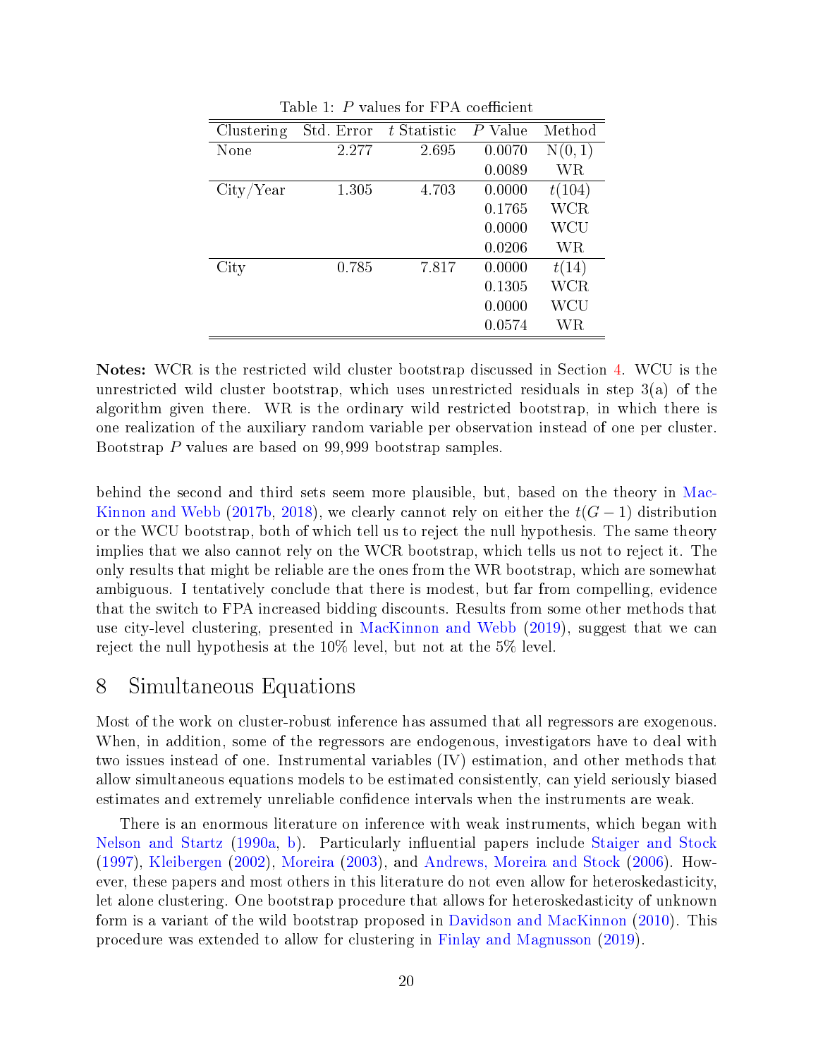Table 1: $P$ values for FPA coefficient

| Clustering | Std. Error | $t$ Statistic | $P$ Value | Method |
|---|---|---|---|---|
| None | 2.277 | 2.695 | 0.0070 | N(0, 1) |
| | | | 0.0089 | WR |
| City/Year | 1.305 | 4.703 | 0.0000 | $t(104)$ |
| | | | 0.1765 | WCR |
| | | | 0.0000 | WCU |
| | | | 0.0206 | WR |
| City | 0.785 | 7.817 | 0.0000 | $t(14)$ |
| | | | 0.1305 | WCR |
| | | | 0.0000 | WCU |
| | | | 0.0574 | WR |

**Notes:** WCR is the restricted wild cluster bootstrap discussed in Section 4. WCU is the unrestricted wild cluster bootstrap, which uses unrestricted residuals in step 3(a) of the algorithm given there. WR is the ordinary wild restricted bootstrap, in which there is one realization of the auxiliary random variable per observation instead of one per cluster. Bootstrap $P$ values are based on 99,999 bootstrap samples.

behind the second and third sets seem more plausible, but, based on the theory in MacKinnon and Webb (2017b, 2018), we clearly cannot rely on either the $t(G-1)$ distribution or the WCU bootstrap, both of which tell us to reject the null hypothesis. The same theory implies that we also cannot rely on the WCR bootstrap, which tells us not to reject it. The only results that might be reliable are the ones from the WR bootstrap, which are somewhat ambiguous. I tentatively conclude that there is modest, but far from compelling, evidence that the switch to FPA increased bidding discounts. Results from some other methods that use city-level clustering, presented in MacKinnon and Webb (2019), suggest that we can reject the null hypothesis at the 10% level, but not at the 5% level.

# 8 Simultaneous Equations

Most of the work on cluster-robust inference has assumed that all regressors are exogenous. When, in addition, some of the regressors are endogenous, investigators have to deal with two issues instead of one. Instrumental variables (IV) estimation, and other methods that allow simultaneous equations models to be estimated consistently, can yield seriously biased estimates and extremely unreliable confidence intervals when the instruments are weak.

There is an enormous literature on inference with weak instruments, which began with Nelson and Startz (1990a, b). Particularly influential papers include Staiger and Stock (1997), Kleibergen (2002), Moreira (2003), and Andrews, Moreira and Stock (2006). However, these papers and most others in this literature do not even allow for heteroskedasticity, let alone clustering. One bootstrap procedure that allows for heteroskedasticity of unknown form is a variant of the wild bootstrap proposed in Davidson and MacKinnon (2010). This procedure was extended to allow for clustering in Finlay and Magnusson (2019).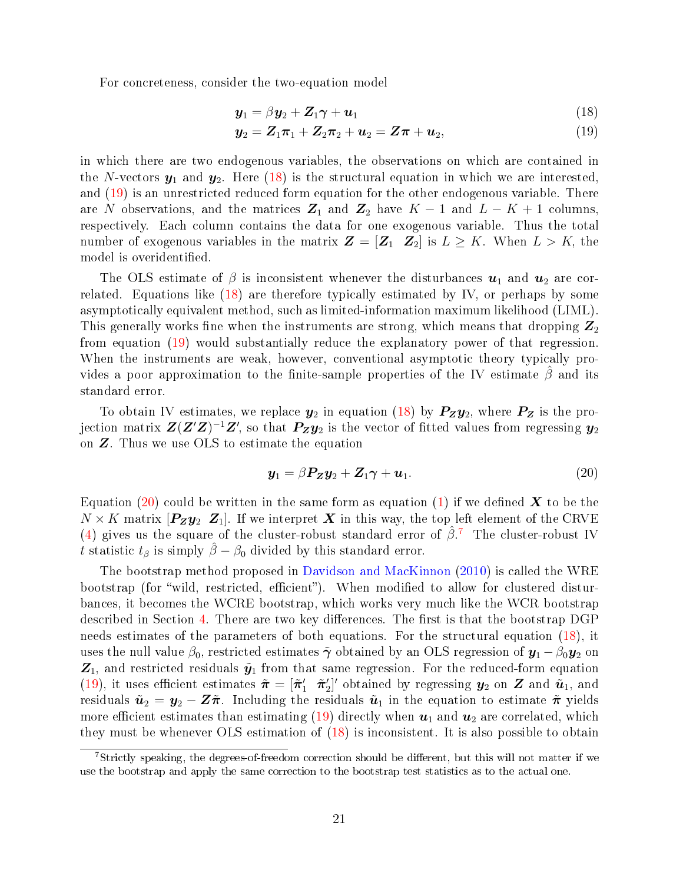For concreteness, consider the two-equation model

$$\boldsymbol{y}_1 = \beta \boldsymbol{y}_2 + \boldsymbol{Z}_1 \boldsymbol{\gamma} + \boldsymbol{u}_1 \tag{18}$$

$$\boldsymbol{y}_2 = \boldsymbol{Z}_1 \boldsymbol{\pi}_1 + \boldsymbol{Z}_2 \boldsymbol{\pi}_2 + \boldsymbol{u}_2 = \boldsymbol{Z}\boldsymbol{\pi} + \boldsymbol{u}_2, \tag{19}$$

in which there are two endogenous variables, the observations on which are contained in the $N$-vectors $\boldsymbol{y}_1$ and $\boldsymbol{y}_2$. Here (18) is the structural equation in which we are interested, and (19) is an unrestricted reduced form equation for the other endogenous variable. There are $N$ observations, and the matrices $\boldsymbol{Z}_1$ and $\boldsymbol{Z}_2$ have $K-1$ and $L-K+1$ columns, respectively. Each column contains the data for one exogenous variable. Thus the total number of exogenous variables in the matrix $\boldsymbol{Z} = [\boldsymbol{Z}_1 \;\; \boldsymbol{Z}_2]$ is $L \geq K$. When $L > K$, the model is overidentified.

The OLS estimate of $\beta$ is inconsistent whenever the disturbances $\boldsymbol{u}_1$ and $\boldsymbol{u}_2$ are correlated. Equations like (18) are therefore typically estimated by IV, or perhaps by some asymptotically equivalent method, such as limited-information maximum likelihood (LIML). This generally works fine when the instruments are strong, which means that dropping $\boldsymbol{Z}_2$ from equation (19) would substantially reduce the explanatory power of that regression. When the instruments are weak, however, conventional asymptotic theory typically provides a poor approximation to the finite-sample properties of the IV estimate $\hat{\beta}$ and its standard error.

To obtain IV estimates, we replace $\boldsymbol{y}_2$ in equation (18) by $\boldsymbol{P}_{\boldsymbol{Z}}\boldsymbol{y}_2$, where $\boldsymbol{P}_{\boldsymbol{Z}}$ is the projection matrix $\boldsymbol{Z}(\boldsymbol{Z}'\boldsymbol{Z})^{-1}\boldsymbol{Z}'$, so that $\boldsymbol{P}_{\boldsymbol{Z}}\boldsymbol{y}_2$ is the vector of fitted values from regressing $\boldsymbol{y}_2$ on $\boldsymbol{Z}$. Thus we use OLS to estimate the equation

$$\boldsymbol{y}_1 = \beta \boldsymbol{P}_{\boldsymbol{Z}}\boldsymbol{y}_2 + \boldsymbol{Z}_1 \boldsymbol{\gamma} + \boldsymbol{u}_1. \tag{20}$$

Equation (20) could be written in the same form as equation (1) if we defined $\boldsymbol{X}$ to be the $N \times K$ matrix $[\boldsymbol{P}_{\boldsymbol{Z}}\boldsymbol{y}_2 \;\; \boldsymbol{Z}_1]$. If we interpret $\boldsymbol{X}$ in this way, the top left element of the CRVE (4) gives us the square of the cluster-robust standard error of $\hat{\beta}$.[7] The cluster-robust IV $t$ statistic $t_\beta$ is simply $\hat{\beta} - \beta_0$ divided by this standard error.

The bootstrap method proposed in Davidson and MacKinnon (2010) is called the WRE bootstrap (for "wild, restricted, efficient"). When modified to allow for clustered disturbances, it becomes the WCRE bootstrap, which works very much like the WCR bootstrap described in Section 4. There are two key differences. The first is that the bootstrap DGP needs estimates of the parameters of both equations. For the structural equation (18), it uses the null value $\beta_0$, restricted estimates $\tilde{\boldsymbol{\gamma}}$ obtained by an OLS regression of $\boldsymbol{y}_1 - \beta_0 \boldsymbol{y}_2$ on $\boldsymbol{Z}_1$, and restricted residuals $\tilde{\boldsymbol{y}}_1$ from that same regression. For the reduced-form equation (19), it uses efficient estimates $\tilde{\boldsymbol{\pi}} = [\tilde{\boldsymbol{\pi}}_1' \;\; \tilde{\boldsymbol{\pi}}_2']'$ obtained by regressing $\boldsymbol{y}_2$ on $\boldsymbol{Z}$ and $\tilde{\boldsymbol{u}}_1$, and residuals $\tilde{\boldsymbol{u}}_2 = \boldsymbol{y}_2 - \boldsymbol{Z}\tilde{\boldsymbol{\pi}}$. Including the residuals $\tilde{\boldsymbol{u}}_1$ in the equation to estimate $\tilde{\boldsymbol{\pi}}$ yields more efficient estimates than estimating (19) directly when $\boldsymbol{u}_1$ and $\boldsymbol{u}_2$ are correlated, which they must be whenever OLS estimation of (18) is inconsistent. It is also possible to obtain

[7] Strictly speaking, the degrees-of-freedom correction should be different, but this will not matter if we use the bootstrap and apply the same correction to the bootstrap test statistics as to the actual one.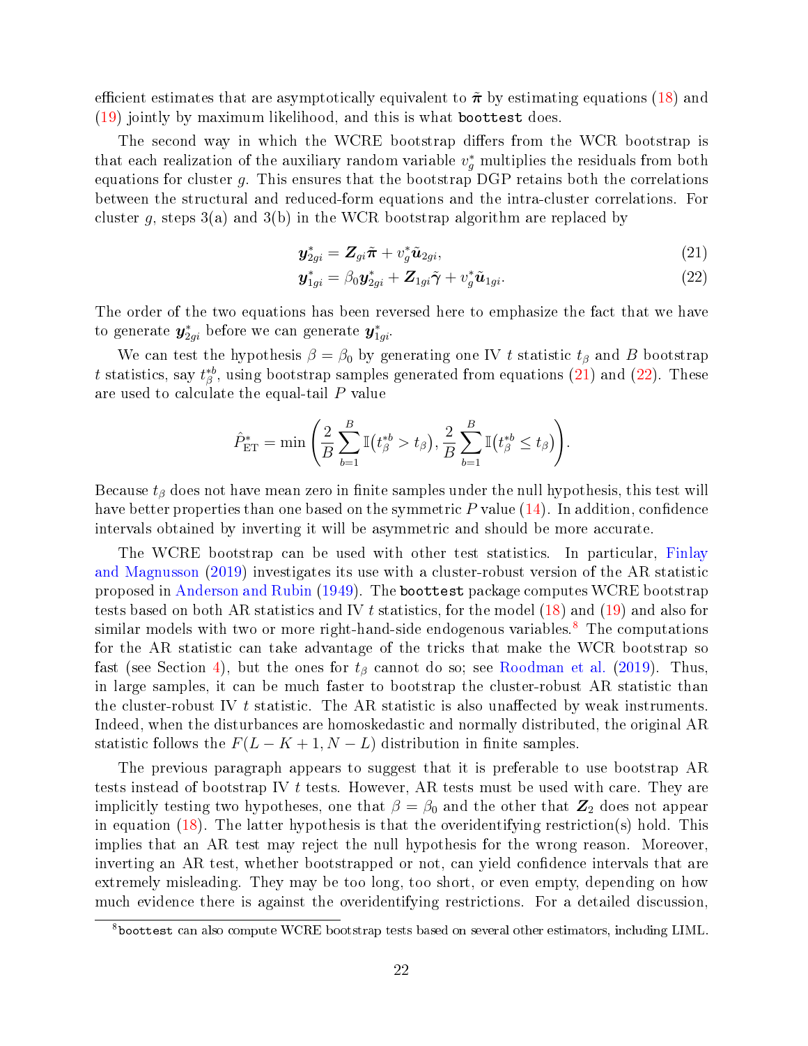efficient estimates that are asymptotically equivalent to $\tilde{\boldsymbol{\pi}}$ by estimating equations (18) and (19) jointly by maximum likelihood, and this is what `boottest` does.

The second way in which the WCRE bootstrap differs from the WCR bootstrap is that each realization of the auxiliary random variable $v_g^*$ multiplies the residuals from both equations for cluster $g$. This ensures that the bootstrap DGP retains both the correlations between the structural and reduced-form equations and the intra-cluster correlations. For cluster $g$, steps 3(a) and 3(b) in the WCR bootstrap algorithm are replaced by

$$\boldsymbol{y}_{2gi}^* = \boldsymbol{Z}_{gi}\tilde{\boldsymbol{\pi}} + v_g^* \tilde{\boldsymbol{u}}_{2gi}, \tag{21}$$

$$\boldsymbol{y}_{1gi}^* = \beta_0 \boldsymbol{y}_{2gi}^* + \boldsymbol{Z}_{1gi}\tilde{\boldsymbol{\gamma}} + v_g^* \tilde{\boldsymbol{u}}_{1gi}. \tag{22}$$

The order of the two equations has been reversed here to emphasize the fact that we have to generate $\boldsymbol{y}_{2gi}^*$ before we can generate $\boldsymbol{y}_{1gi}^*$.

We can test the hypothesis $\beta = \beta_0$ by generating one IV $t$ statistic $t_\beta$ and $B$ bootstrap $t$ statistics, say $t_\beta^{*b}$, using bootstrap samples generated from equations (21) and (22). These are used to calculate the equal-tail $P$ value

$$\hat{P}_{\mathrm{ET}}^* = \min\left(\frac{2}{B}\sum_{b=1}^{B}\mathbb{I}\big(t_\beta^{*b} > t_\beta\big), \frac{2}{B}\sum_{b=1}^{B}\mathbb{I}\big(t_\beta^{*b} \le t_\beta\big)\right).$$

Because $t_\beta$ does not have mean zero in finite samples under the null hypothesis, this test will have better properties than one based on the symmetric $P$ value (14). In addition, confidence intervals obtained by inverting it will be asymmetric and should be more accurate.

The WCRE bootstrap can be used with other test statistics. In particular, Finlay and Magnusson (2019) investigates its use with a cluster-robust version of the AR statistic proposed in Anderson and Rubin (1949). The `boottest` package computes WCRE bootstrap tests based on both AR statistics and IV $t$ statistics, for the model (18) and (19) and also for similar models with two or more right-hand-side endogenous variables.[8] The computations for the AR statistic can take advantage of the tricks that make the WCR bootstrap so fast (see Section 4), but the ones for $t_\beta$ cannot do so; see Roodman et al. (2019). Thus, in large samples, it can be much faster to bootstrap the cluster-robust AR statistic than the cluster-robust IV $t$ statistic. The AR statistic is also unaffected by weak instruments. Indeed, when the disturbances are homoskedastic and normally distributed, the original AR statistic follows the $F(L-K+1, N-L)$ distribution in finite samples.

The previous paragraph appears to suggest that it is preferable to use bootstrap AR tests instead of bootstrap IV $t$ tests. However, AR tests must be used with care. They are implicitly testing two hypotheses, one that $\beta = \beta_0$ and the other that $\boldsymbol{Z}_2$ does not appear in equation (18). The latter hypothesis is that the overidentifying restriction(s) hold. This implies that an AR test may reject the null hypothesis for the wrong reason. Moreover, inverting an AR test, whether bootstrapped or not, can yield confidence intervals that are extremely misleading. They may be too long, too short, or even empty, depending on how much evidence there is against the overidentifying restrictions. For a detailed discussion,

[8] `boottest` can also compute WCRE bootstrap tests based on several other estimators, including LIML.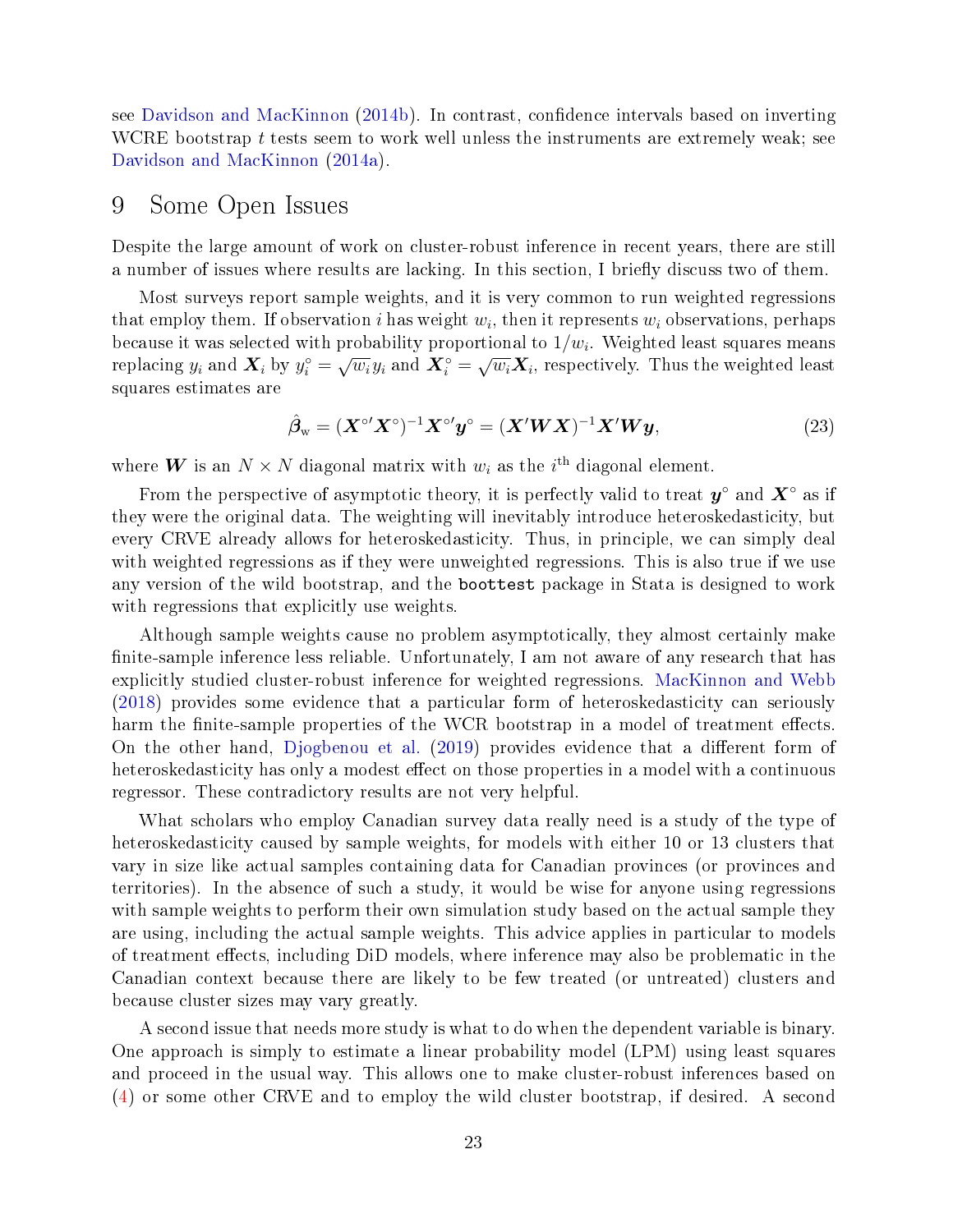see Davidson and MacKinnon (2014b). In contrast, confidence intervals based on inverting WCRE bootstrap $t$ tests seem to work well unless the instruments are extremely weak; see Davidson and MacKinnon (2014a).

# 9 Some Open Issues

Despite the large amount of work on cluster-robust inference in recent years, there are still a number of issues where results are lacking. In this section, I briefly discuss two of them.

Most surveys report sample weights, and it is very common to run weighted regressions that employ them. If observation $i$ has weight $w_i$, then it represents $w_i$ observations, perhaps because it was selected with probability proportional to $1/w_i$. Weighted least squares means replacing $y_i$ and $\boldsymbol{X}_i$ by $y_i^\circ = \sqrt{w_i}\,y_i$ and $\boldsymbol{X}_i^\circ = \sqrt{w_i}\boldsymbol{X}_i$, respectively. Thus the weighted least squares estimates are

$$\hat{\boldsymbol{\beta}}_{\mathrm{w}} = (\boldsymbol{X}^{\circ\prime}\boldsymbol{X}^{\circ})^{-1}\boldsymbol{X}^{\circ\prime}\boldsymbol{y}^{\circ} = (\boldsymbol{X}'\boldsymbol{W}\boldsymbol{X})^{-1}\boldsymbol{X}'\boldsymbol{W}\boldsymbol{y}, \tag{23}$$

where $\boldsymbol{W}$ is an $N \times N$ diagonal matrix with $w_i$ as the $i^{\text{th}}$ diagonal element.

From the perspective of asymptotic theory, it is perfectly valid to treat $\boldsymbol{y}^\circ$ and $\boldsymbol{X}^\circ$ as if they were the original data. The weighting will inevitably introduce heteroskedasticity, but every CRVE already allows for heteroskedasticity. Thus, in principle, we can simply deal with weighted regressions as if they were unweighted regressions. This is also true if we use any version of the wild bootstrap, and the `boottest` package in Stata is designed to work with regressions that explicitly use weights.

Although sample weights cause no problem asymptotically, they almost certainly make finite-sample inference less reliable. Unfortunately, I am not aware of any research that has explicitly studied cluster-robust inference for weighted regressions. MacKinnon and Webb (2018) provides some evidence that a particular form of heteroskedasticity can seriously harm the finite-sample properties of the WCR bootstrap in a model of treatment effects. On the other hand, Djogbenou et al. (2019) provides evidence that a different form of heteroskedasticity has only a modest effect on those properties in a model with a continuous regressor. These contradictory results are not very helpful.

What scholars who employ Canadian survey data really need is a study of the type of heteroskedasticity caused by sample weights, for models with either 10 or 13 clusters that vary in size like actual samples containing data for Canadian provinces (or provinces and territories). In the absence of such a study, it would be wise for anyone using regressions with sample weights to perform their own simulation study based on the actual sample they are using, including the actual sample weights. This advice applies in particular to models of treatment effects, including DiD models, where inference may also be problematic in the Canadian context because there are likely to be few treated (or untreated) clusters and because cluster sizes may vary greatly.

A second issue that needs more study is what to do when the dependent variable is binary. One approach is simply to estimate a linear probability model (LPM) using least squares and proceed in the usual way. This allows one to make cluster-robust inferences based on (4) or some other CRVE and to employ the wild cluster bootstrap, if desired. A second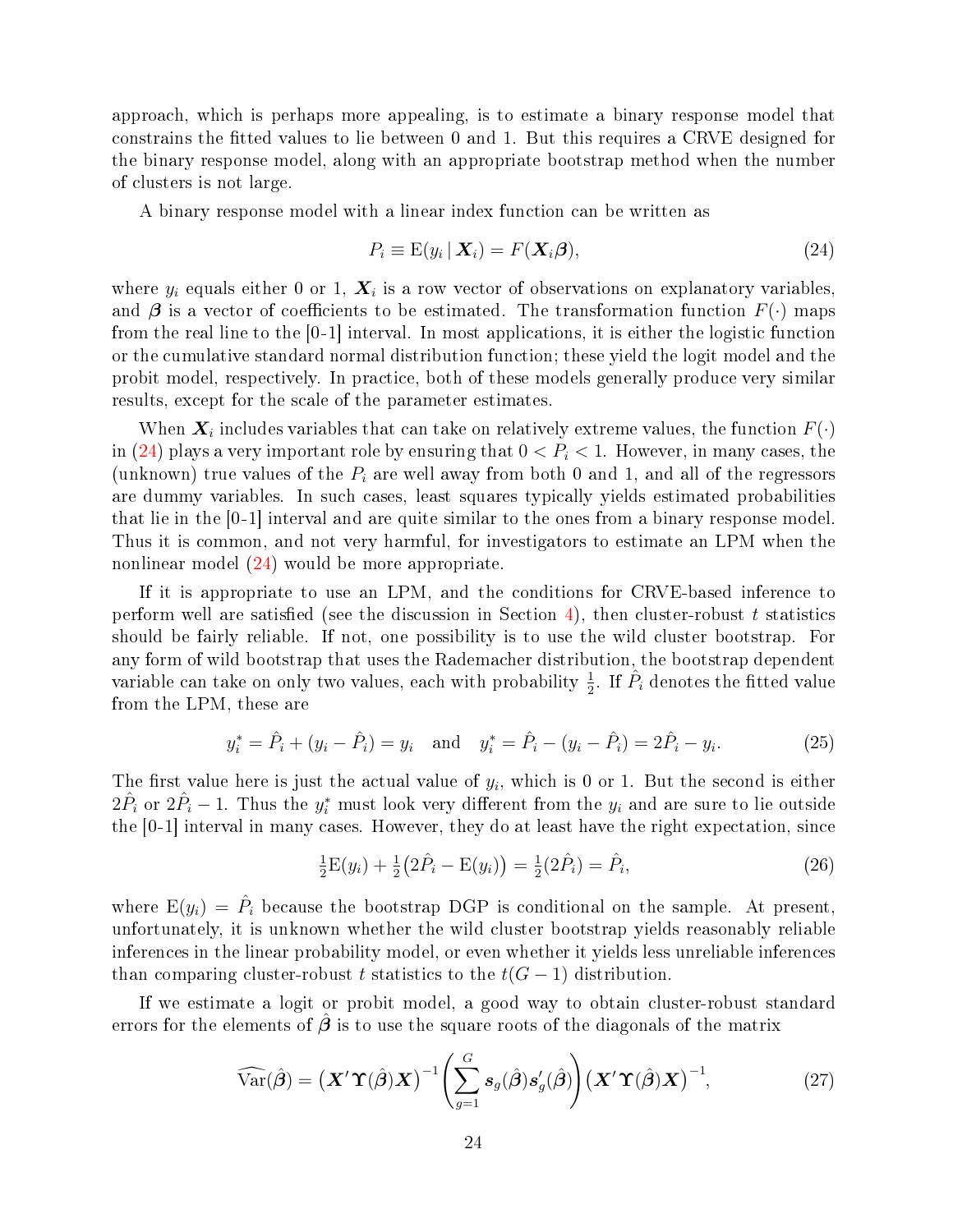approach, which is perhaps more appealing, is to estimate a binary response model that constrains the fitted values to lie between 0 and 1. But this requires a CRVE designed for the binary response model, along with an appropriate bootstrap method when the number of clusters is not large.

A binary response model with a linear index function can be written as

$$P_i \equiv \mathrm{E}(y_i \,|\, \boldsymbol{X}_i) = F(\boldsymbol{X}_i \boldsymbol{\beta}), \tag{24}$$

where $y_i$ equals either 0 or 1, $\boldsymbol{X}_i$ is a row vector of observations on explanatory variables, and $\boldsymbol{\beta}$ is a vector of coefficients to be estimated. The transformation function $F(\cdot)$ maps from the real line to the [0-1] interval. In most applications, it is either the logistic function or the cumulative standard normal distribution function; these yield the logit model and the probit model, respectively. In practice, both of these models generally produce very similar results, except for the scale of the parameter estimates.

When $\boldsymbol{X}_i$ includes variables that can take on relatively extreme values, the function $F(\cdot)$ in (24) plays a very important role by ensuring that $0 < P_i < 1$. However, in many cases, the (unknown) true values of the $P_i$ are well away from both 0 and 1, and all of the regressors are dummy variables. In such cases, least squares typically yields estimated probabilities that lie in the [0-1] interval and are quite similar to the ones from a binary response model. Thus it is common, and not very harmful, for investigators to estimate an LPM when the nonlinear model (24) would be more appropriate.

If it is appropriate to use an LPM, and the conditions for CRVE-based inference to perform well are satisfied (see the discussion in Section 4), then cluster-robust $t$ statistics should be fairly reliable. If not, one possibility is to use the wild cluster bootstrap. For any form of wild bootstrap that uses the Rademacher distribution, the bootstrap dependent variable can take on only two values, each with probability $\frac{1}{2}$. If $\hat{P}_i$ denotes the fitted value from the LPM, these are

$$y_i^* = \hat{P}_i + (y_i - \hat{P}_i) = y_i \quad \text{and} \quad y_i^* = \hat{P}_i - (y_i - \hat{P}_i) = 2\hat{P}_i - y_i. \tag{25}$$

The first value here is just the actual value of $y_i$, which is 0 or 1. But the second is either $2\hat{P}_i$ or $2\hat{P}_i - 1$. Thus the $y_i^*$ must look very different from the $y_i$ and are sure to lie outside the [0-1] interval in many cases. However, they do at least have the right expectation, since

$$\tfrac{1}{2}\mathrm{E}(y_i) + \tfrac{1}{2}\big(2\hat{P}_i - \mathrm{E}(y_i)\big) = \tfrac{1}{2}(2\hat{P}_i) = \hat{P}_i, \tag{26}$$

where $\mathrm{E}(y_i) = \hat{P}_i$ because the bootstrap DGP is conditional on the sample. At present, unfortunately, it is unknown whether the wild cluster bootstrap yields reasonably reliable inferences in the linear probability model, or even whether it yields less unreliable inferences than comparing cluster-robust $t$ statistics to the $t(G-1)$ distribution.

If we estimate a logit or probit model, a good way to obtain cluster-robust standard errors for the elements of $\hat{\boldsymbol{\beta}}$ is to use the square roots of the diagonals of the matrix

$$\widehat{\mathrm{Var}}(\hat{\boldsymbol{\beta}}) = \big(\boldsymbol{X}'\boldsymbol{\Upsilon}(\hat{\boldsymbol{\beta}})\boldsymbol{X}\big)^{-1}\left(\sum_{g=1}^{G} \boldsymbol{s}_g(\hat{\boldsymbol{\beta}})\boldsymbol{s}_g'(\hat{\boldsymbol{\beta}})\right)\big(\boldsymbol{X}'\boldsymbol{\Upsilon}(\hat{\boldsymbol{\beta}})\boldsymbol{X}\big)^{-1}, \tag{27}$$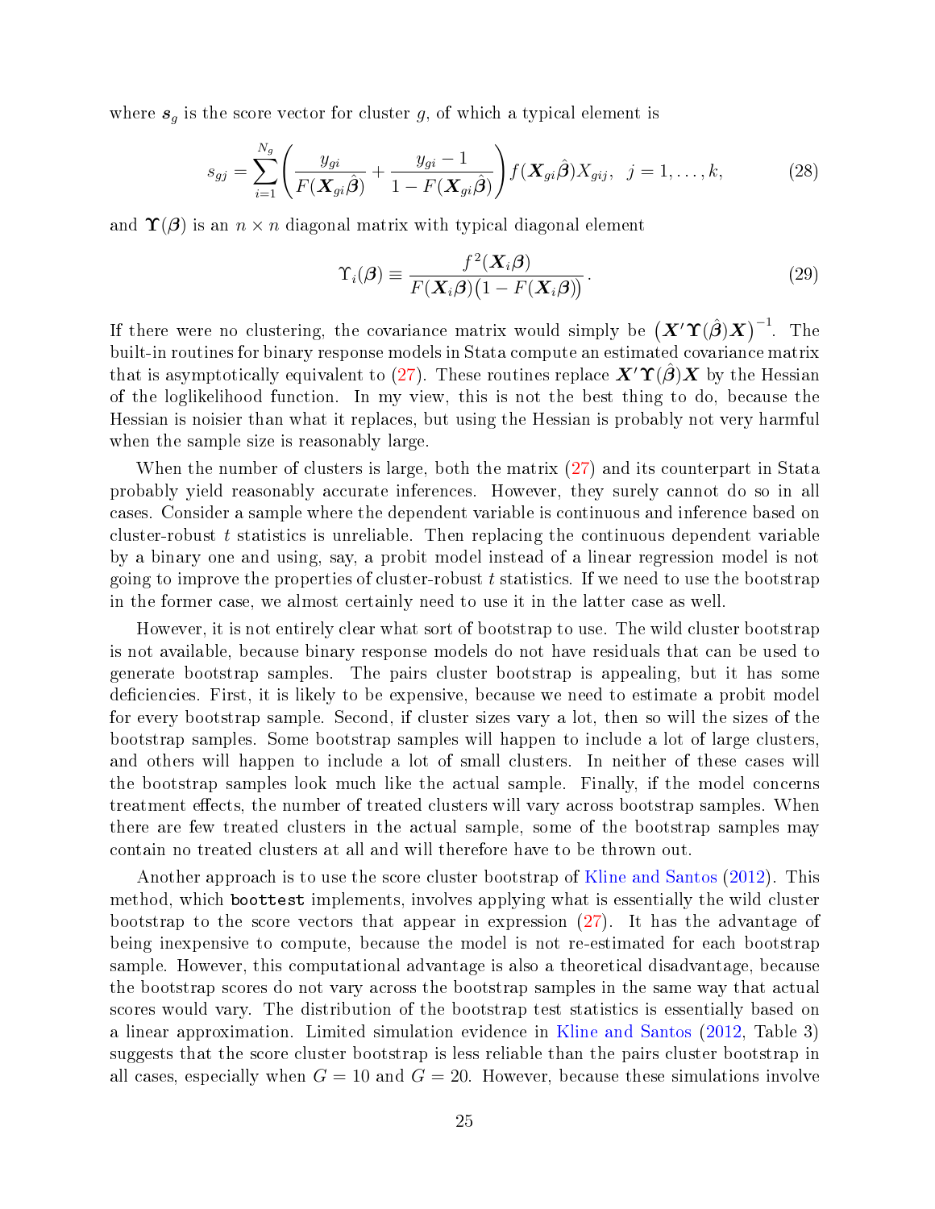where $\boldsymbol{s}_g$ is the score vector for cluster $g$, of which a typical element is

$$s_{gj} = \sum_{i=1}^{N_g} \left( \frac{y_{gi}}{F(\boldsymbol{X}_{gi}\hat{\boldsymbol{\beta}})} + \frac{y_{gi} - 1}{1 - F(\boldsymbol{X}_{gi}\hat{\boldsymbol{\beta}})} \right) f(\boldsymbol{X}_{gi}\hat{\boldsymbol{\beta}}) X_{gij}, \quad j = 1, \ldots, k, \tag{28}$$

and $\boldsymbol{\Upsilon}(\boldsymbol{\beta})$ is an $n \times n$ diagonal matrix with typical diagonal element

$$\Upsilon_i(\boldsymbol{\beta}) \equiv \frac{f^2(\boldsymbol{X}_i\boldsymbol{\beta})}{F(\boldsymbol{X}_i\boldsymbol{\beta})\big(1 - F(\boldsymbol{X}_i\boldsymbol{\beta})\big)}. \tag{29}$$

If there were no clustering, the covariance matrix would simply be $\big(\boldsymbol{X}'\boldsymbol{\Upsilon}(\hat{\boldsymbol{\beta}})\boldsymbol{X}\big)^{-1}$. The built-in routines for binary response models in Stata compute an estimated covariance matrix that is asymptotically equivalent to (27). These routines replace $\boldsymbol{X}'\boldsymbol{\Upsilon}(\hat{\boldsymbol{\beta}})\boldsymbol{X}$ by the Hessian of the loglikelihood function. In my view, this is not the best thing to do, because the Hessian is noisier than what it replaces, but using the Hessian is probably not very harmful when the sample size is reasonably large.

When the number of clusters is large, both the matrix (27) and its counterpart in Stata probably yield reasonably accurate inferences. However, they surely cannot do so in all cases. Consider a sample where the dependent variable is continuous and inference based on cluster-robust $t$ statistics is unreliable. Then replacing the continuous dependent variable by a binary one and using, say, a probit model instead of a linear regression model is not going to improve the properties of cluster-robust $t$ statistics. If we need to use the bootstrap in the former case, we almost certainly need to use it in the latter case as well.

However, it is not entirely clear what sort of bootstrap to use. The wild cluster bootstrap is not available, because binary response models do not have residuals that can be used to generate bootstrap samples. The pairs cluster bootstrap is appealing, but it has some deficiencies. First, it is likely to be expensive, because we need to estimate a probit model for every bootstrap sample. Second, if cluster sizes vary a lot, then so will the sizes of the bootstrap samples. Some bootstrap samples will happen to include a lot of large clusters, and others will happen to include a lot of small clusters. In neither of these cases will the bootstrap samples look much like the actual sample. Finally, if the model concerns treatment effects, the number of treated clusters will vary across bootstrap samples. When there are few treated clusters in the actual sample, some of the bootstrap samples may contain no treated clusters at all and will therefore have to be thrown out.

Another approach is to use the score cluster bootstrap of Kline and Santos (2012). This method, which `boottest` implements, involves applying what is essentially the wild cluster bootstrap to the score vectors that appear in expression (27). It has the advantage of being inexpensive to compute, because the model is not re-estimated for each bootstrap sample. However, this computational advantage is also a theoretical disadvantage, because the bootstrap scores do not vary across the bootstrap samples in the same way that actual scores would vary. The distribution of the bootstrap test statistics is essentially based on a linear approximation. Limited simulation evidence in Kline and Santos (2012, Table 3) suggests that the score cluster bootstrap is less reliable than the pairs cluster bootstrap in all cases, especially when $G = 10$ and $G = 20$. However, because these simulations involve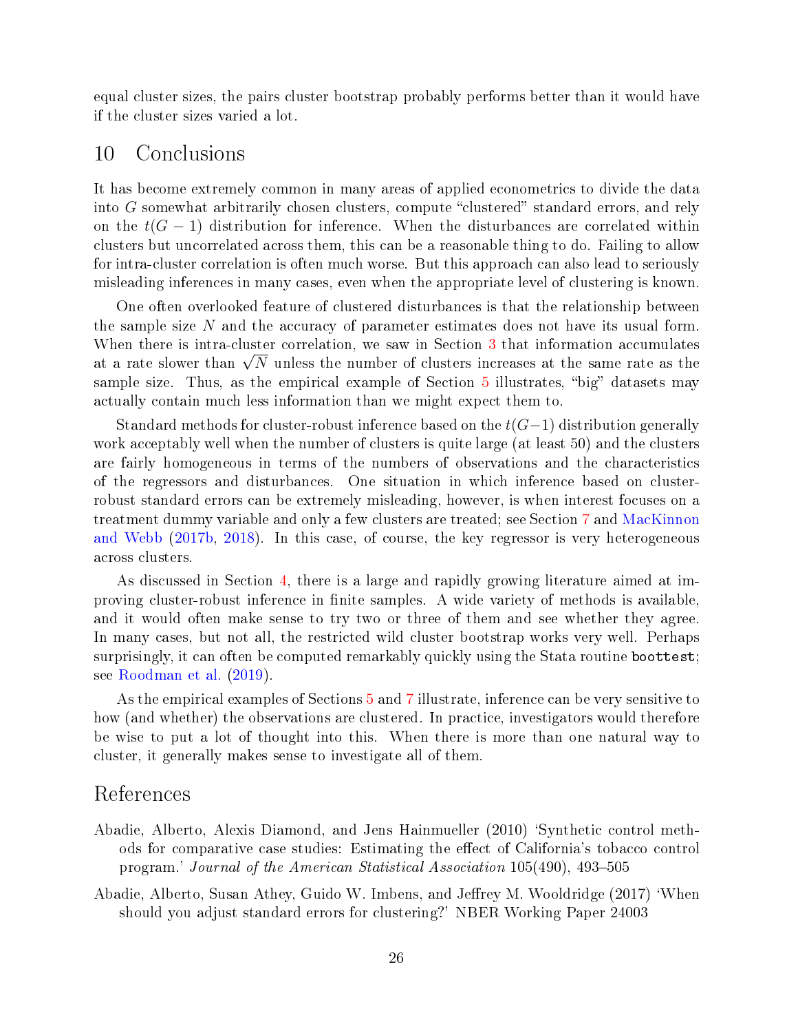equal cluster sizes, the pairs cluster bootstrap probably performs better than it would have if the cluster sizes varied a lot.

## 10 Conclusions

It has become extremely common in many areas of applied econometrics to divide the data into $G$ somewhat arbitrarily chosen clusters, compute "clustered" standard errors, and rely on the $t(G-1)$ distribution for inference. When the disturbances are correlated within clusters but uncorrelated across them, this can be a reasonable thing to do. Failing to allow for intra-cluster correlation is often much worse. But this approach can also lead to seriously misleading inferences in many cases, even when the appropriate level of clustering is known.

One often overlooked feature of clustered disturbances is that the relationship between the sample size $N$ and the accuracy of parameter estimates does not have its usual form. When there is intra-cluster correlation, we saw in Section 3 that information accumulates at a rate slower than $\sqrt{N}$ unless the number of clusters increases at the same rate as the sample size. Thus, as the empirical example of Section 5 illustrates, "big" datasets may actually contain much less information than we might expect them to.

Standard methods for cluster-robust inference based on the $t(G-1)$ distribution generally work acceptably well when the number of clusters is quite large (at least 50) and the clusters are fairly homogeneous in terms of the numbers of observations and the characteristics of the regressors and disturbances. One situation in which inference based on cluster-robust standard errors can be extremely misleading, however, is when interest focuses on a treatment dummy variable and only a few clusters are treated; see Section 7 and MacKinnon and Webb (2017b, 2018). In this case, of course, the key regressor is very heterogeneous across clusters.

As discussed in Section 4, there is a large and rapidly growing literature aimed at improving cluster-robust inference in finite samples. A wide variety of methods is available, and it would often make sense to try two or three of them and see whether they agree. In many cases, but not all, the restricted wild cluster bootstrap works very well. Perhaps surprisingly, it can often be computed remarkably quickly using the Stata routine `boottest`; see Roodman et al. (2019).

As the empirical examples of Sections 5 and 7 illustrate, inference can be very sensitive to how (and whether) the observations are clustered. In practice, investigators would therefore be wise to put a lot of thought into this. When there is more than one natural way to cluster, it generally makes sense to investigate all of them.

# References

Abadie, Alberto, Alexis Diamond, and Jens Hainmueller (2010) 'Synthetic control methods for comparative case studies: Estimating the effect of California's tobacco control program.' *Journal of the American Statistical Association* 105(490), 493–505

Abadie, Alberto, Susan Athey, Guido W. Imbens, and Jeffrey M. Wooldridge (2017) 'When should you adjust standard errors for clustering?' NBER Working Paper 24003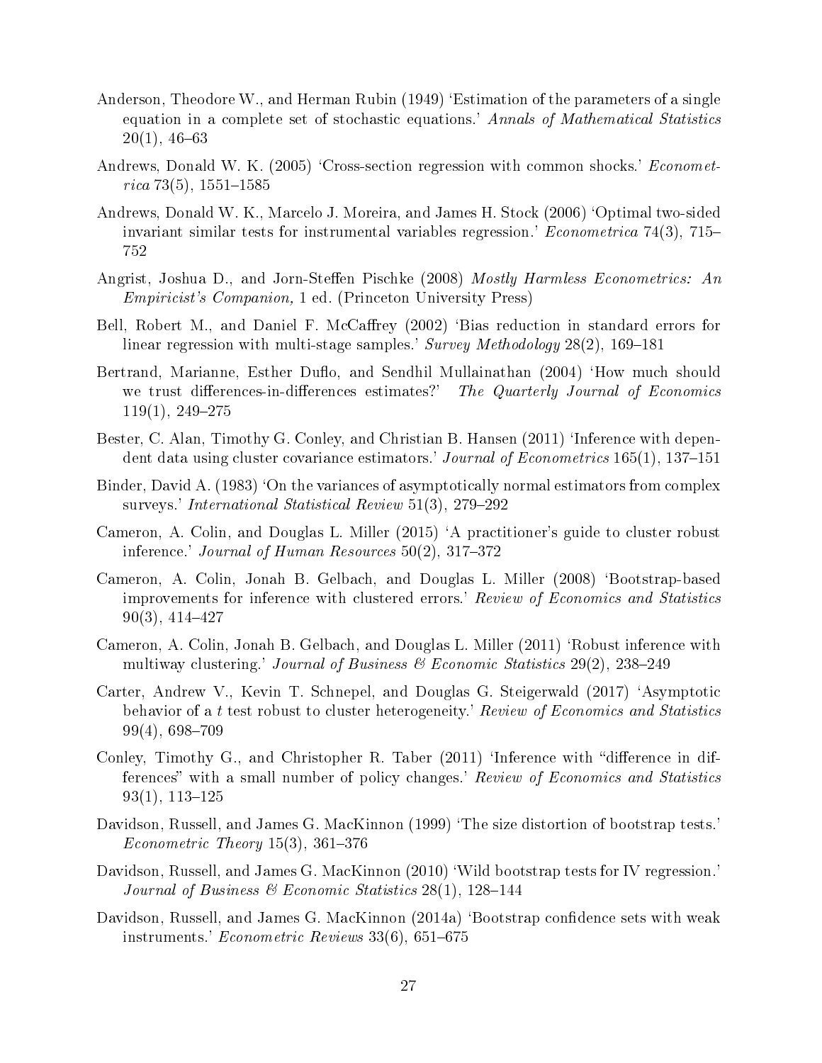Anderson, Theodore W., and Herman Rubin (1949) 'Estimation of the parameters of a single equation in a complete set of stochastic equations.' *Annals of Mathematical Statistics* 20(1), 46–63

Andrews, Donald W. K. (2005) 'Cross-section regression with common shocks.' *Econometrica* 73(5), 1551–1585

Andrews, Donald W. K., Marcelo J. Moreira, and James H. Stock (2006) 'Optimal two-sided invariant similar tests for instrumental variables regression.' *Econometrica* 74(3), 715–752

Angrist, Joshua D., and Jorn-Steffen Pischke (2008) *Mostly Harmless Econometrics: An Empiricist's Companion,* 1 ed. (Princeton University Press)

Bell, Robert M., and Daniel F. McCaffrey (2002) 'Bias reduction in standard errors for linear regression with multi-stage samples.' *Survey Methodology* 28(2), 169–181

Bertrand, Marianne, Esther Duflo, and Sendhil Mullainathan (2004) 'How much should we trust differences-in-differences estimates?' *The Quarterly Journal of Economics* 119(1), 249–275

Bester, C. Alan, Timothy G. Conley, and Christian B. Hansen (2011) 'Inference with dependent data using cluster covariance estimators.' *Journal of Econometrics* 165(1), 137–151

Binder, David A. (1983) 'On the variances of asymptotically normal estimators from complex surveys.' *International Statistical Review* 51(3), 279–292

Cameron, A. Colin, and Douglas L. Miller (2015) 'A practitioner's guide to cluster robust inference.' *Journal of Human Resources* 50(2), 317–372

Cameron, A. Colin, Jonah B. Gelbach, and Douglas L. Miller (2008) 'Bootstrap-based improvements for inference with clustered errors.' *Review of Economics and Statistics* 90(3), 414–427

Cameron, A. Colin, Jonah B. Gelbach, and Douglas L. Miller (2011) 'Robust inference with multiway clustering.' *Journal of Business & Economic Statistics* 29(2), 238–249

Carter, Andrew V., Kevin T. Schnepel, and Douglas G. Steigerwald (2017) 'Asymptotic behavior of a $t$ test robust to cluster heterogeneity.' *Review of Economics and Statistics* 99(4), 698–709

Conley, Timothy G., and Christopher R. Taber (2011) 'Inference with "difference in differences" with a small number of policy changes.' *Review of Economics and Statistics* 93(1), 113–125

Davidson, Russell, and James G. MacKinnon (1999) 'The size distortion of bootstrap tests.' *Econometric Theory* 15(3), 361–376

Davidson, Russell, and James G. MacKinnon (2010) 'Wild bootstrap tests for IV regression.' *Journal of Business & Economic Statistics* 28(1), 128–144

Davidson, Russell, and James G. MacKinnon (2014a) 'Bootstrap confidence sets with weak instruments.' *Econometric Reviews* 33(6), 651–675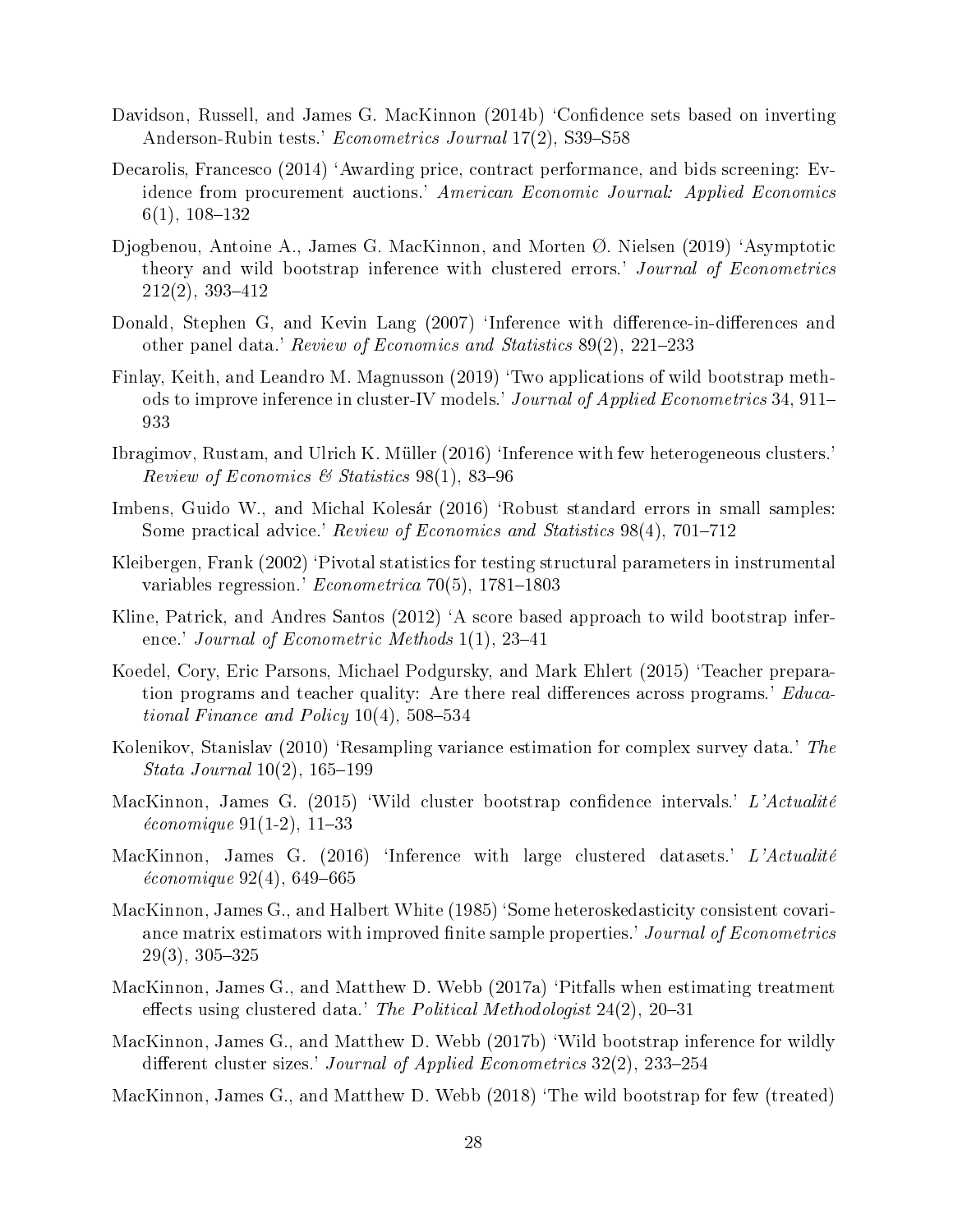Davidson, Russell, and James G. MacKinnon (2014b) 'Confidence sets based on inverting Anderson-Rubin tests.' *Econometrics Journal* 17(2), S39–S58

Decarolis, Francesco (2014) 'Awarding price, contract performance, and bids screening: Evidence from procurement auctions.' *American Economic Journal: Applied Economics* 6(1), 108–132

Djogbenou, Antoine A., James G. MacKinnon, and Morten Ø. Nielsen (2019) 'Asymptotic theory and wild bootstrap inference with clustered errors.' *Journal of Econometrics* 212(2), 393–412

Donald, Stephen G, and Kevin Lang (2007) 'Inference with difference-in-differences and other panel data.' *Review of Economics and Statistics* 89(2), 221–233

Finlay, Keith, and Leandro M. Magnusson (2019) 'Two applications of wild bootstrap methods to improve inference in cluster-IV models.' *Journal of Applied Econometrics* 34, 911–933

Ibragimov, Rustam, and Ulrich K. Müller (2016) 'Inference with few heterogeneous clusters.' *Review of Economics & Statistics* 98(1), 83–96

Imbens, Guido W., and Michal Kolesár (2016) 'Robust standard errors in small samples: Some practical advice.' *Review of Economics and Statistics* 98(4), 701–712

Kleibergen, Frank (2002) 'Pivotal statistics for testing structural parameters in instrumental variables regression.' *Econometrica* 70(5), 1781–1803

Kline, Patrick, and Andres Santos (2012) 'A score based approach to wild bootstrap inference.' *Journal of Econometric Methods* 1(1), 23–41

Koedel, Cory, Eric Parsons, Michael Podgursky, and Mark Ehlert (2015) 'Teacher preparation programs and teacher quality: Are there real differences across programs.' *Educational Finance and Policy* 10(4), 508–534

Kolenikov, Stanislav (2010) 'Resampling variance estimation for complex survey data.' *The Stata Journal* 10(2), 165–199

MacKinnon, James G. (2015) 'Wild cluster bootstrap confidence intervals.' *L'Actualité économique* 91(1-2), 11–33

MacKinnon, James G. (2016) 'Inference with large clustered datasets.' *L'Actualité économique* 92(4), 649–665

MacKinnon, James G., and Halbert White (1985) 'Some heteroskedasticity consistent covariance matrix estimators with improved finite sample properties.' *Journal of Econometrics* 29(3), 305–325

MacKinnon, James G., and Matthew D. Webb (2017a) 'Pitfalls when estimating treatment effects using clustered data.' *The Political Methodologist* 24(2), 20–31

MacKinnon, James G., and Matthew D. Webb (2017b) 'Wild bootstrap inference for wildly different cluster sizes.' *Journal of Applied Econometrics* 32(2), 233–254

MacKinnon, James G., and Matthew D. Webb (2018) 'The wild bootstrap for few (treated)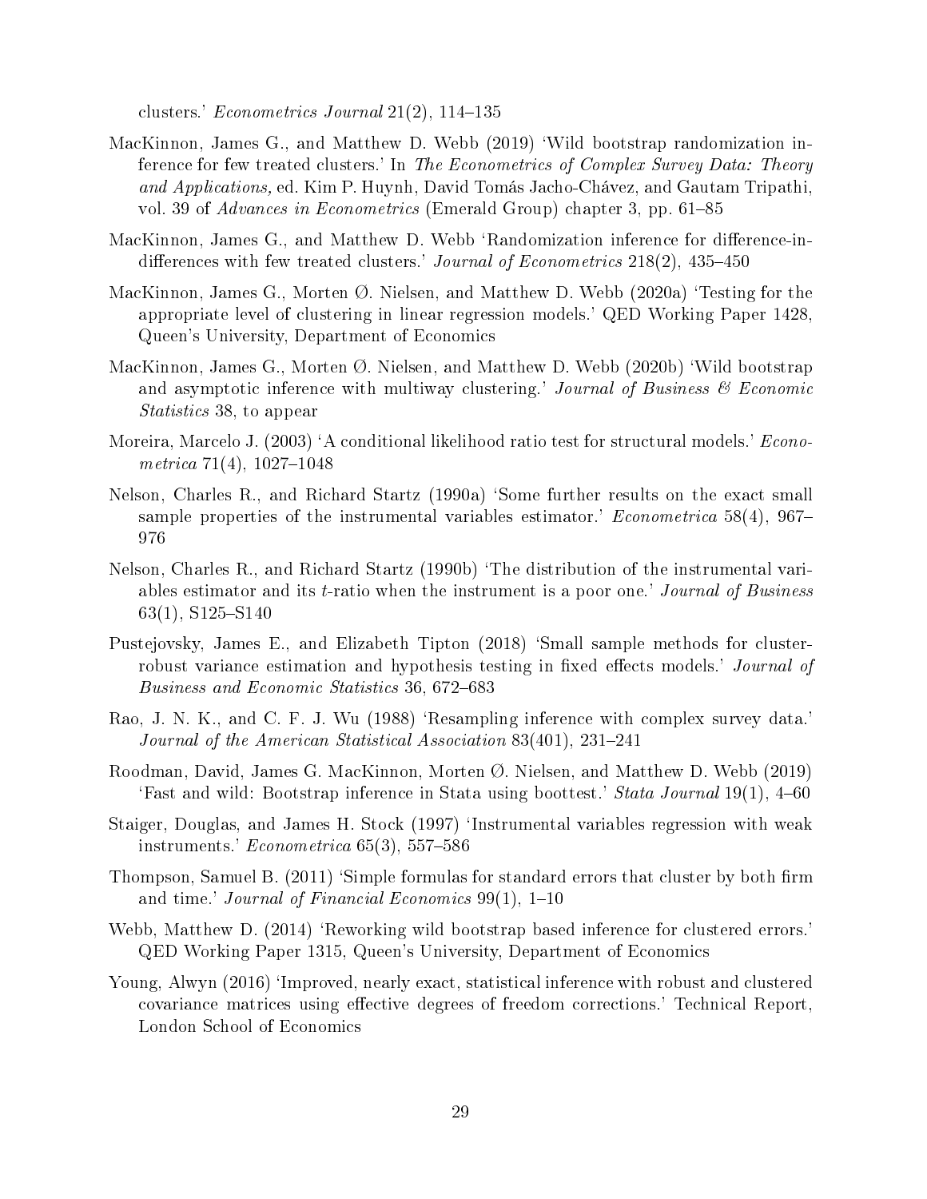clusters.' *Econometrics Journal* 21(2), 114–135

MacKinnon, James G., and Matthew D. Webb (2019) 'Wild bootstrap randomization inference for few treated clusters.' In *The Econometrics of Complex Survey Data: Theory and Applications,* ed. Kim P. Huynh, David Tomás Jacho-Chávez, and Gautam Tripathi, vol. 39 of *Advances in Econometrics* (Emerald Group) chapter 3, pp. 61–85

MacKinnon, James G., and Matthew D. Webb 'Randomization inference for difference-in-differences with few treated clusters.' *Journal of Econometrics* 218(2), 435–450

MacKinnon, James G., Morten Ø. Nielsen, and Matthew D. Webb (2020a) 'Testing for the appropriate level of clustering in linear regression models.' QED Working Paper 1428, Queen's University, Department of Economics

MacKinnon, James G., Morten Ø. Nielsen, and Matthew D. Webb (2020b) 'Wild bootstrap and asymptotic inference with multiway clustering.' *Journal of Business & Economic Statistics* 38, to appear

Moreira, Marcelo J. (2003) 'A conditional likelihood ratio test for structural models.' *Econometrica* 71(4), 1027–1048

Nelson, Charles R., and Richard Startz (1990a) 'Some further results on the exact small sample properties of the instrumental variables estimator.' *Econometrica* 58(4), 967–976

Nelson, Charles R., and Richard Startz (1990b) 'The distribution of the instrumental variables estimator and its $t$-ratio when the instrument is a poor one.' *Journal of Business* 63(1), S125–S140

Pustejovsky, James E., and Elizabeth Tipton (2018) 'Small sample methods for cluster-robust variance estimation and hypothesis testing in fixed effects models.' *Journal of Business and Economic Statistics* 36, 672–683

Rao, J. N. K., and C. F. J. Wu (1988) 'Resampling inference with complex survey data.' *Journal of the American Statistical Association* 83(401), 231–241

Roodman, David, James G. MacKinnon, Morten Ø. Nielsen, and Matthew D. Webb (2019) 'Fast and wild: Bootstrap inference in Stata using boottest.' *Stata Journal* 19(1), 4–60

Staiger, Douglas, and James H. Stock (1997) 'Instrumental variables regression with weak instruments.' *Econometrica* 65(3), 557–586

Thompson, Samuel B. (2011) 'Simple formulas for standard errors that cluster by both firm and time.' *Journal of Financial Economics* 99(1), 1–10

Webb, Matthew D. (2014) 'Reworking wild bootstrap based inference for clustered errors.' QED Working Paper 1315, Queen's University, Department of Economics

Young, Alwyn (2016) 'Improved, nearly exact, statistical inference with robust and clustered covariance matrices using effective degrees of freedom corrections.' Technical Report, London School of Economics